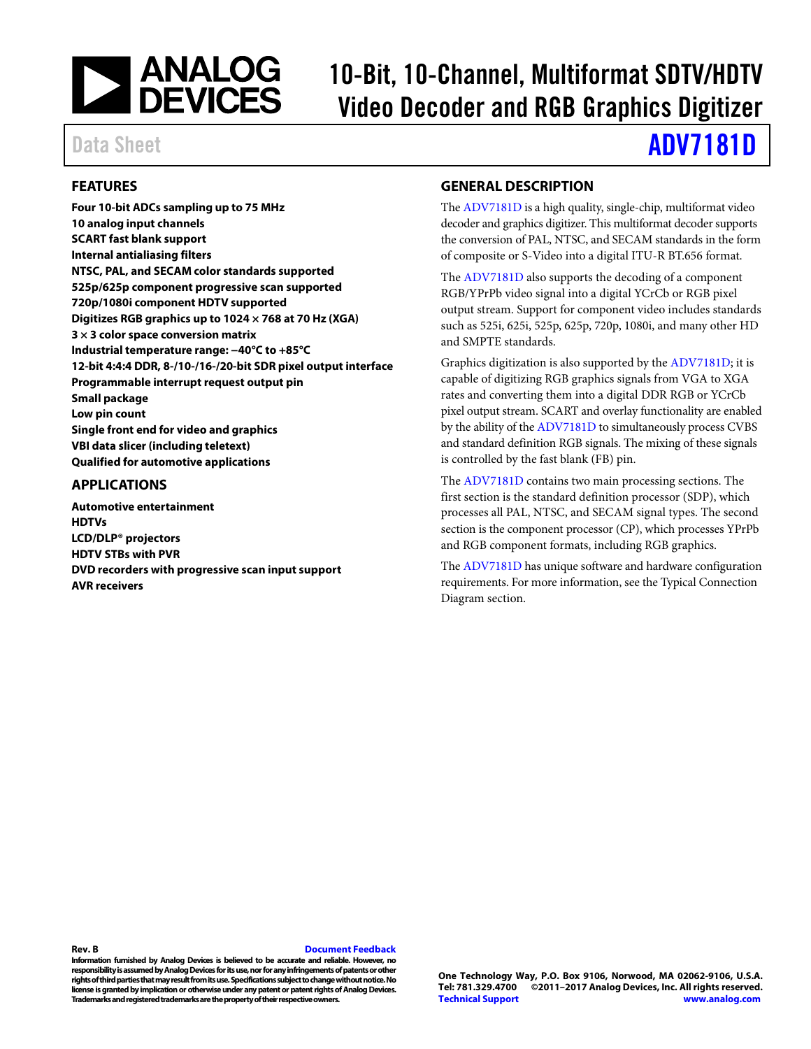# 10-Bit, 10-Channel, Multiformat SDTV/HDTV Video Decoder and RGB Graphics Digitizer

Data Sheet

# ADV7181D

## FEATURES

**Four 10-bit ADCs sampling up to 75 MHz**
**10 analog input channels**
**SCART fast blank support**
**Internal antialiasing filters**
**NTSC, PAL, and SECAM color standards supported**
**525p/625p component progressive scan supported**
**720p/1080i component HDTV supported**
**Digitizes RGB graphics up to 1024 × 768 at 70 Hz (XGA)**
**3 × 3 color space conversion matrix**
**Industrial temperature range: −40°C to +85°C**
**12-bit 4:4:4 DDR, 8-/10-/16-/20-bit SDR pixel output interface**
**Programmable interrupt request output pin**
**Small package**
**Low pin count**
**Single front end for video and graphics**
**VBI data slicer (including teletext)**
**Qualified for automotive applications**

## APPLICATIONS

**Automotive entertainment**
**HDTVs**
**LCD/DLP® projectors**
**HDTV STBs with PVR**
**DVD recorders with progressive scan input support**
**AVR receivers**

## GENERAL DESCRIPTION

The ADV7181D is a high quality, single-chip, multiformat video decoder and graphics digitizer. This multiformat decoder supports the conversion of PAL, NTSC, and SECAM standards in the form of composite or S-Video into a digital ITU-R BT.656 format.

The ADV7181D also supports the decoding of a component RGB/YPrPb video signal into a digital YCrCb or RGB pixel output stream. Support for component video includes standards such as 525i, 625i, 525p, 625p, 720p, 1080i, and many other HD and SMPTE standards.

Graphics digitization is also supported by the ADV7181D; it is capable of digitizing RGB graphics signals from VGA to XGA rates and converting them into a digital DDR RGB or YCrCb pixel output stream. SCART and overlay functionality are enabled by the ability of the ADV7181D to simultaneously process CVBS and standard definition RGB signals. The mixing of these signals is controlled by the fast blank (FB) pin.

The ADV7181D contains two main processing sections. The first section is the standard definition processor (SDP), which processes all PAL, NTSC, and SECAM signal types. The second section is the component processor (CP), which processes YPrPb and RGB component formats, including RGB graphics.

The ADV7181D has unique software and hardware configuration requirements. For more information, see the Typical Connection Diagram section.

**Rev. B** Document Feedback

**Information furnished by Analog Devices is believed to be accurate and reliable. However, no responsibility is assumed by Analog Devices for its use, nor for any infringements of patents or other rights of third parties that may result from its use. Specifications subject to change without notice. No license is granted by implication or otherwise under any patent or patent rights of Analog Devices. Trademarks and registered trademarks are the property of their respective owners.**

**One Technology Way, P.O. Box 9106, Norwood, MA 02062-9106, U.S.A.**
**Tel: 781.329.4700 ©2011–2017 Analog Devices, Inc. All rights reserved.**
**Technical Support www.analog.com**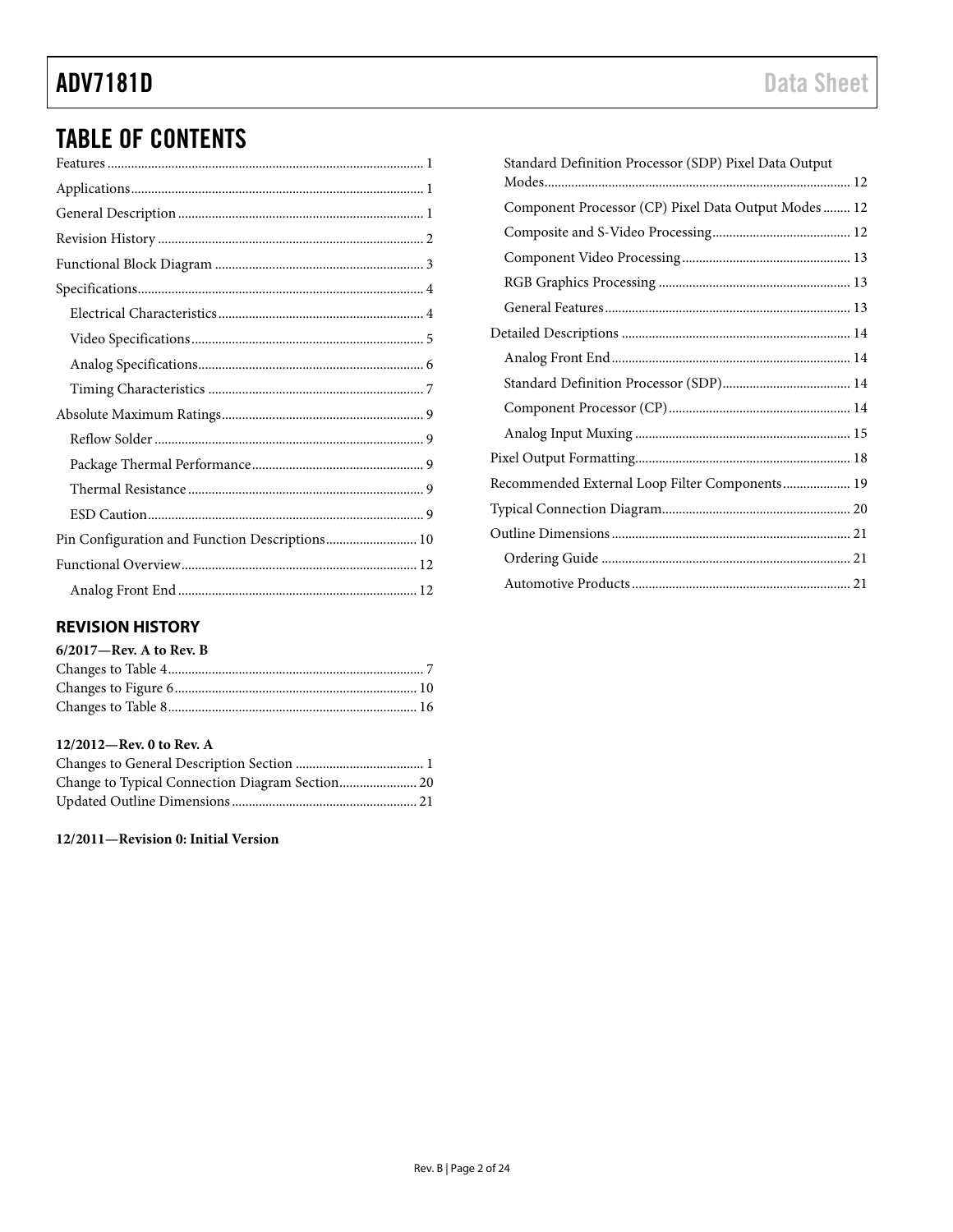## TABLE OF CONTENTS

Features ... 1
Applications ... 1
General Description ... 1
Revision History ... 2
Functional Block Diagram ... 3
Specifications ... 4
  Electrical Characteristics ... 4
  Video Specifications ... 5
  Analog Specifications ... 6
  Timing Characteristics ... 7
Absolute Maximum Ratings ... 9
  Reflow Solder ... 9
  Package Thermal Performance ... 9
  Thermal Resistance ... 9
  ESD Caution ... 9
Pin Configuration and Function Descriptions ... 10
Functional Overview ... 12
  Analog Front End ... 12
  Standard Definition Processor (SDP) Pixel Data Output Modes ... 12
  Component Processor (CP) Pixel Data Output Modes ... 12
  Composite and S-Video Processing ... 12
  Component Video Processing ... 13
  RGB Graphics Processing ... 13
  General Features ... 13
Detailed Descriptions ... 14
  Analog Front End ... 14
  Standard Definition Processor (SDP) ... 14
  Component Processor (CP) ... 14
  Analog Input Muxing ... 15
Pixel Output Formatting ... 18
Recommended External Loop Filter Components ... 19
Typical Connection Diagram ... 20
Outline Dimensions ... 21
  Ordering Guide ... 21
  Automotive Products ... 21

### REVISION HISTORY

**6/2017—Rev. A to Rev. B**

Changes to Table 4 ... 7
Changes to Figure 6 ... 10
Changes to Table 8 ... 16

**12/2012—Rev. 0 to Rev. A**

Changes to General Description Section ... 1
Change to Typical Connection Diagram Section ... 20
Updated Outline Dimensions ... 21

**12/2011—Revision 0: Initial Version**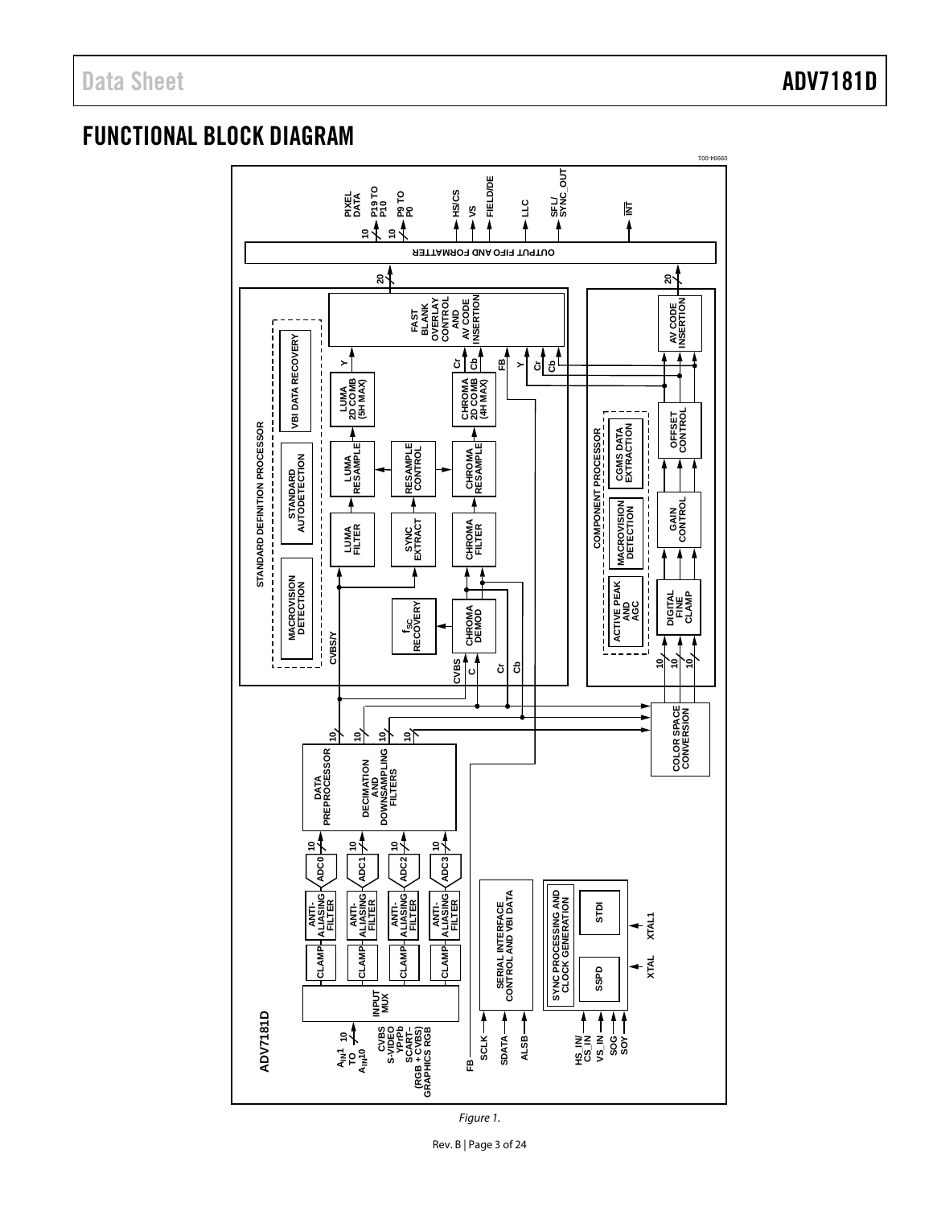## FUNCTIONAL BLOCK DIAGRAM

Figure 1.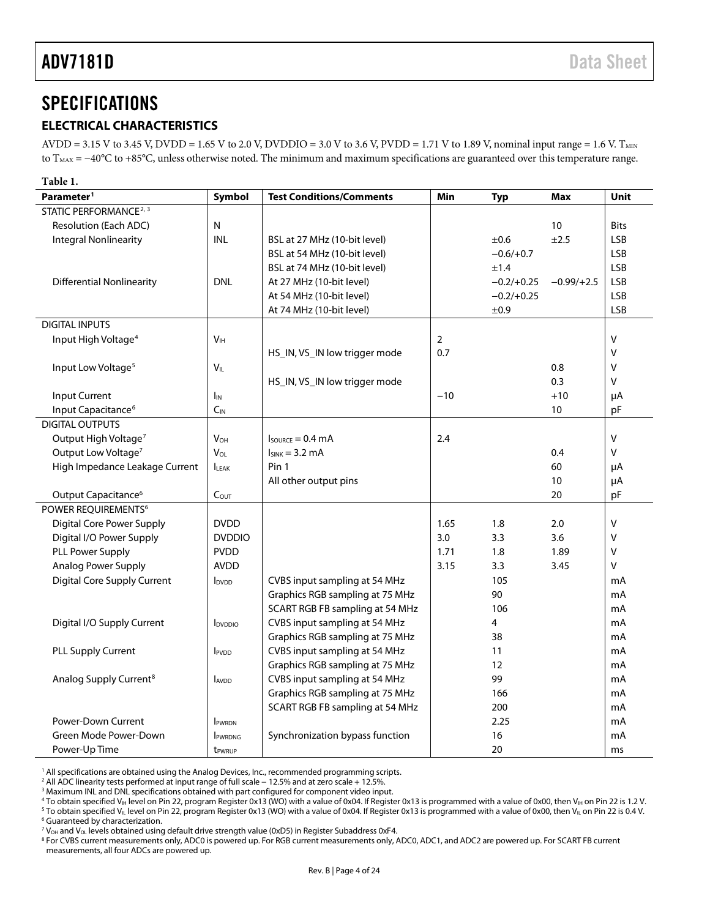# SPECIFICATIONS

## ELECTRICAL CHARACTERISTICS

AVDD = 3.15 V to 3.45 V, DVDD = 1.65 V to 2.0 V, DVDDIO = 3.0 V to 3.6 V, PVDD = 1.71 V to 1.89 V, nominal input range = 1.6 V. $T_{MIN}$ to $T_{MAX}$ = −40°C to +85°C, unless otherwise noted. The minimum and maximum specifications are guaranteed over this temperature range.

**Table 1.**

| Parameter[1] | Symbol | Test Conditions/Comments | Min | Typ | Max | Unit |
|---|---|---|---|---|---|---|
| STATIC PERFORMANCE[2, 3] | | | | | | |
| Resolution (Each ADC) | N | | | | 10 | Bits |
| Integral Nonlinearity | INL | BSL at 27 MHz (10-bit level) | | ±0.6 | ±2.5 | LSB |
| | | BSL at 54 MHz (10-bit level) | | −0.6/+0.7 | | LSB |
| | | BSL at 74 MHz (10-bit level) | | ±1.4 | | LSB |
| Differential Nonlinearity | DNL | At 27 MHz (10-bit level) | | −0.2/+0.25 | −0.99/+2.5 | LSB |
| | | At 54 MHz (10-bit level) | | −0.2/+0.25 | | LSB |
| | | At 74 MHz (10-bit level) | | ±0.9 | | LSB |
| DIGITAL INPUTS | | | | | | |
| Input High Voltage[4] | $V_{IH}$ | | 2 | | | V |
| | | HS_IN, VS_IN low trigger mode | 0.7 | | | V |
| Input Low Voltage[5] | $V_{IL}$ | | | | 0.8 | V |
| | | HS_IN, VS_IN low trigger mode | | | 0.3 | V |
| Input Current | $I_{IN}$ | | −10 | | +10 | μA |
| Input Capacitance[6] | $C_{IN}$ | | | | 10 | pF |
| DIGITAL OUTPUTS | | | | | | |
| Output High Voltage[7] | $V_{OH}$ | $I_{SOURCE}$ = 0.4 mA | 2.4 | | | V |
| Output Low Voltage[7] | $V_{OL}$ | $I_{SINK}$ = 3.2 mA | | | 0.4 | V |
| High Impedance Leakage Current | $I_{LEAK}$ | Pin 1 | | | 60 | μA |
| | | All other output pins | | | 10 | μA |
| Output Capacitance[6] | $C_{OUT}$ | | | | 20 | pF |
| POWER REQUIREMENTS[6] | | | | | | |
| Digital Core Power Supply | DVDD | | 1.65 | 1.8 | 2.0 | V |
| Digital I/O Power Supply | DVDDIO | | 3.0 | 3.3 | 3.6 | V |
| PLL Power Supply | PVDD | | 1.71 | 1.8 | 1.89 | V |
| Analog Power Supply | AVDD | | 3.15 | 3.3 | 3.45 | V |
| Digital Core Supply Current | $I_{DVDD}$ | CVBS input sampling at 54 MHz | | 105 | | mA |
| | | Graphics RGB sampling at 75 MHz | | 90 | | mA |
| | | SCART RGB FB sampling at 54 MHz | | 106 | | mA |
| Digital I/O Supply Current | $I_{DVDDIO}$ | CVBS input sampling at 54 MHz | | 4 | | mA |
| | | Graphics RGB sampling at 75 MHz | | 38 | | mA |
| PLL Supply Current | $I_{PVDD}$ | CVBS input sampling at 54 MHz | | 11 | | mA |
| | | Graphics RGB sampling at 75 MHz | | 12 | | mA |
| Analog Supply Current[8] | $I_{AVDD}$ | CVBS input sampling at 54 MHz | | 99 | | mA |
| | | Graphics RGB sampling at 75 MHz | | 166 | | mA |
| | | SCART RGB FB sampling at 54 MHz | | 200 | | mA |
| Power-Down Current | $I_{PWRDN}$ | | | 2.25 | | mA |
| Green Mode Power-Down | $I_{PWRDNG}$ | Synchronization bypass function | | 16 | | mA |
| Power-Up Time | $t_{PWRUP}$ | | | 20 | | ms |

[1] All specifications are obtained using the Analog Devices, Inc., recommended programming scripts.
[2] All ADC linearity tests performed at input range of full scale − 12.5% and at zero scale + 12.5%.
[3] Maximum INL and DNL specifications obtained with part configured for component video input.
[4] To obtain specified $V_{IH}$ level on Pin 22, program Register 0x13 (WO) with a value of 0x04. If Register 0x13 is programmed with a value of 0x00, then $V_{IH}$ on Pin 22 is 1.2 V.
[5] To obtain specified $V_{IL}$ level on Pin 22, program Register 0x13 (WO) with a value of 0x04. If Register 0x13 is programmed with a value of 0x00, then $V_{IL}$ on Pin 22 is 0.4 V.
[6] Guaranteed by characterization.
[7] $V_{OH}$ and $V_{OL}$ levels obtained using default drive strength value (0xD5) in Register Subaddress 0xF4.
[8] For CVBS current measurements only, ADC0 is powered up. For RGB current measurements only, ADC0, ADC1, and ADC2 are powered up. For SCART FB current measurements, all four ADCs are powered up.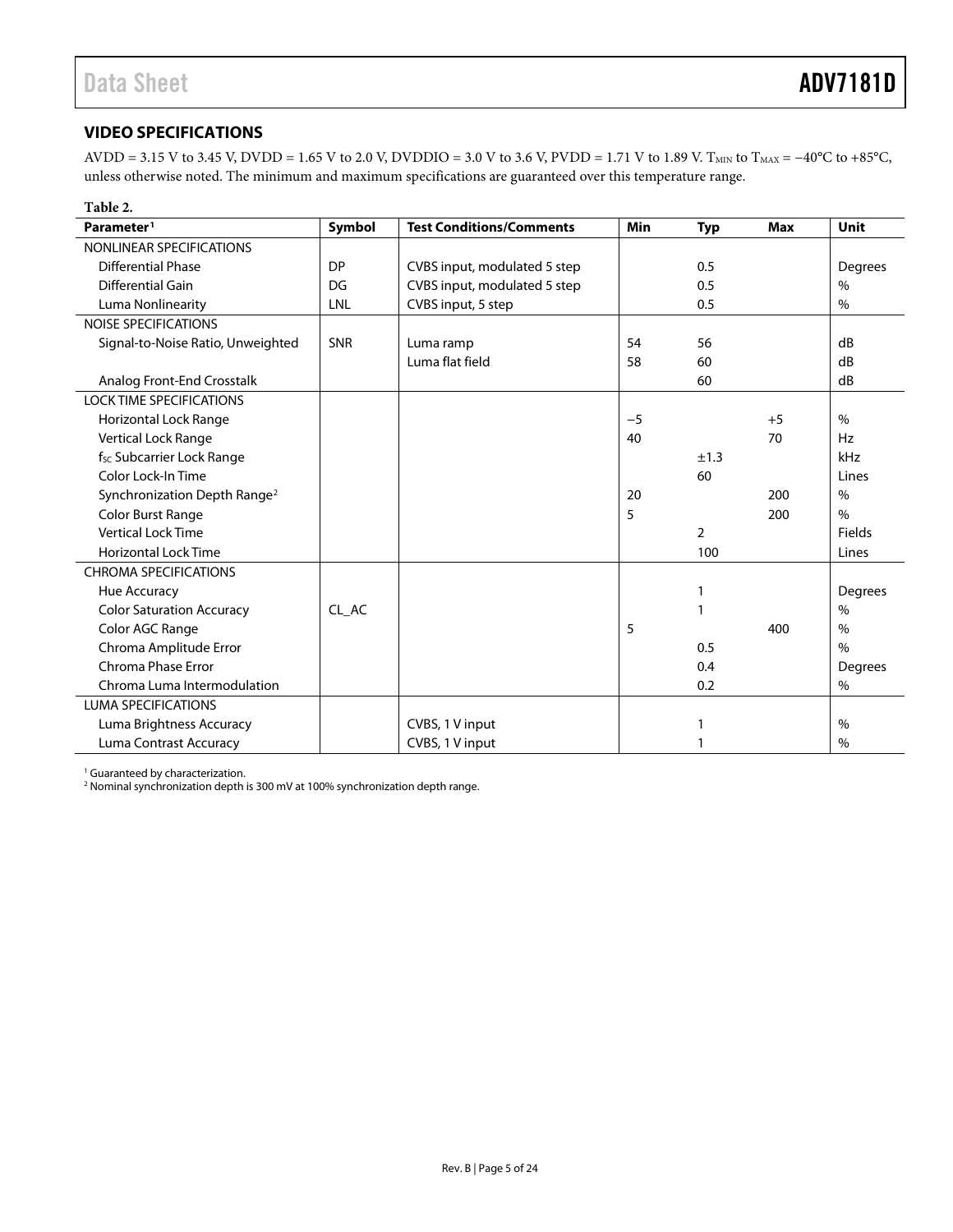## VIDEO SPECIFICATIONS

AVDD = 3.15 V to 3.45 V, DVDD = 1.65 V to 2.0 V, DVDDIO = 3.0 V to 3.6 V, PVDD = 1.71 V to 1.89 V. $T_{MIN}$ to $T_{MAX}$ = −40°C to +85°C, unless otherwise noted. The minimum and maximum specifications are guaranteed over this temperature range.

**Table 2.**

| Parameter[1] | Symbol | Test Conditions/Comments | Min | Typ | Max | Unit |
|---|---|---|---|---|---|---|
| NONLINEAR SPECIFICATIONS | | | | | | |
| Differential Phase | DP | CVBS input, modulated 5 step | | 0.5 | | Degrees |
| Differential Gain | DG | CVBS input, modulated 5 step | | 0.5 | | % |
| Luma Nonlinearity | LNL | CVBS input, 5 step | | 0.5 | | % |
| NOISE SPECIFICATIONS | | | | | | |
| Signal-to-Noise Ratio, Unweighted | SNR | Luma ramp | 54 | 56 | | dB |
| | | Luma flat field | 58 | 60 | | dB |
| Analog Front-End Crosstalk | | | | 60 | | dB |
| LOCK TIME SPECIFICATIONS | | | | | | |
| Horizontal Lock Range | | | −5 | | +5 | % |
| Vertical Lock Range | | | 40 | | 70 | Hz |
| $f_{SC}$ Subcarrier Lock Range | | | | ±1.3 | | kHz |
| Color Lock-In Time | | | | 60 | | Lines |
| Synchronization Depth Range[2] | | | 20 | | 200 | % |
| Color Burst Range | | | 5 | | 200 | % |
| Vertical Lock Time | | | | 2 | | Fields |
| Horizontal Lock Time | | | | 100 | | Lines |
| CHROMA SPECIFICATIONS | | | | | | |
| Hue Accuracy | | | | 1 | | Degrees |
| Color Saturation Accuracy | CL_AC | | | 1 | | % |
| Color AGC Range | | | 5 | | 400 | % |
| Chroma Amplitude Error | | | | 0.5 | | % |
| Chroma Phase Error | | | | 0.4 | | Degrees |
| Chroma Luma Intermodulation | | | | 0.2 | | % |
| LUMA SPECIFICATIONS | | | | | | |
| Luma Brightness Accuracy | | CVBS, 1 V input | | 1 | | % |
| Luma Contrast Accuracy | | CVBS, 1 V input | | 1 | | % |

[1] Guaranteed by characterization.
[2] Nominal synchronization depth is 300 mV at 100% synchronization depth range.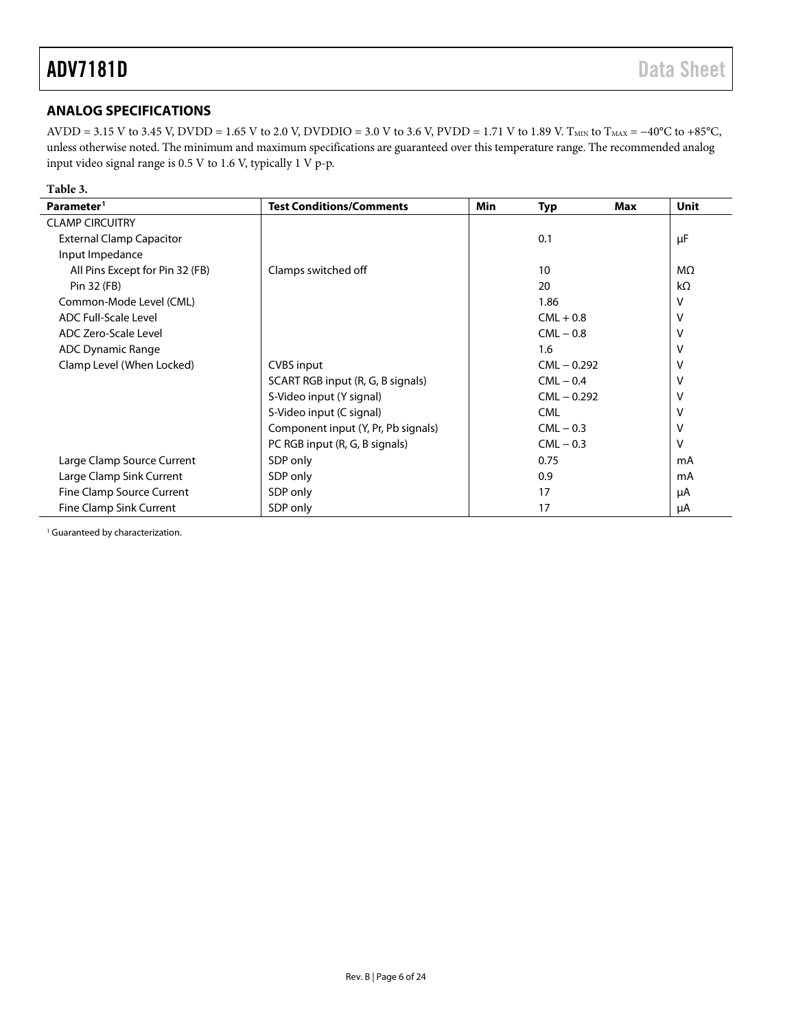## ANALOG SPECIFICATIONS

AVDD = 3.15 V to 3.45 V, DVDD = 1.65 V to 2.0 V, DVDDIO = 3.0 V to 3.6 V, PVDD = 1.71 V to 1.89 V. $T_{MIN}$ to $T_{MAX}$ = −40°C to +85°C, unless otherwise noted. The minimum and maximum specifications are guaranteed over this temperature range. The recommended analog input video signal range is 0.5 V to 1.6 V, typically 1 V p-p.

**Table 3.**

| Parameter[1] | Test Conditions/Comments | Min | Typ | Max | Unit |
|---|---|---|---|---|---|
| CLAMP CIRCUITRY | | | | | |
| External Clamp Capacitor | | | 0.1 | | μF |
| Input Impedance | | | | | |
| All Pins Except for Pin 32 (FB) | Clamps switched off | | 10 | | MΩ |
| Pin 32 (FB) | | | 20 | | kΩ |
| Common-Mode Level (CML) | | | 1.86 | | V |
| ADC Full-Scale Level | | | CML + 0.8 | | V |
| ADC Zero-Scale Level | | | CML − 0.8 | | V |
| ADC Dynamic Range | | | 1.6 | | V |
| Clamp Level (When Locked) | CVBS input | | CML − 0.292 | | V |
| | SCART RGB input (R, G, B signals) | | CML − 0.4 | | V |
| | S-Video input (Y signal) | | CML − 0.292 | | V |
| | S-Video input (C signal) | | CML | | V |
| | Component input (Y, Pr, Pb signals) | | CML − 0.3 | | V |
| | PC RGB input (R, G, B signals) | | CML − 0.3 | | V |
| Large Clamp Source Current | SDP only | | 0.75 | | mA |
| Large Clamp Sink Current | SDP only | | 0.9 | | mA |
| Fine Clamp Source Current | SDP only | | 17 | | μA |
| Fine Clamp Sink Current | SDP only | | 17 | | μA |

[1] Guaranteed by characterization.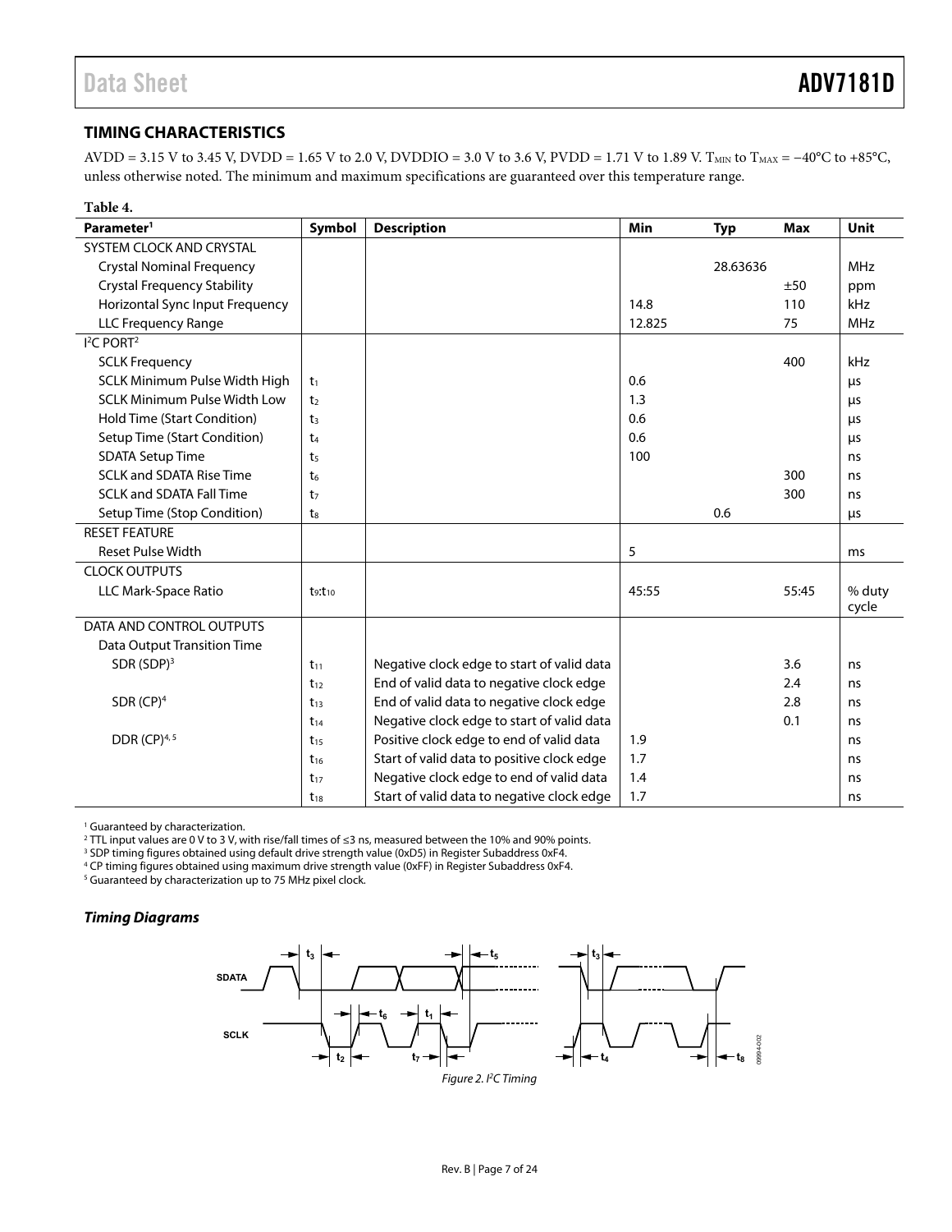## TIMING CHARACTERISTICS

AVDD = 3.15 V to 3.45 V, DVDD = 1.65 V to 2.0 V, DVDDIO = 3.0 V to 3.6 V, PVDD = 1.71 V to 1.89 V. $T_{MIN}$ to $T_{MAX}$ = −40°C to +85°C, unless otherwise noted. The minimum and maximum specifications are guaranteed over this temperature range.

**Table 4.**

| Parameter[1] | Symbol | Description | Min | Typ | Max | Unit |
|---|---|---|---|---|---|---|
| SYSTEM CLOCK AND CRYSTAL | | | | | | |
| Crystal Nominal Frequency | | | | 28.63636 | | MHz |
| Crystal Frequency Stability | | | | | ±50 | ppm |
| Horizontal Sync Input Frequency | | | 14.8 | | 110 | kHz |
| LLC Frequency Range | | | 12.825 | | 75 | MHz |
| I²C PORT[2] | | | | | | |
| SCLK Frequency | | | | | 400 | kHz |
| SCLK Minimum Pulse Width High | $t_1$ | | 0.6 | | | μs |
| SCLK Minimum Pulse Width Low | $t_2$ | | 1.3 | | | μs |
| Hold Time (Start Condition) | $t_3$ | | 0.6 | | | μs |
| Setup Time (Start Condition) | $t_4$ | | 0.6 | | | μs |
| SDATA Setup Time | $t_5$ | | 100 | | | ns |
| SCLK and SDATA Rise Time | $t_6$ | | | | 300 | ns |
| SCLK and SDATA Fall Time | $t_7$ | | | | 300 | ns |
| Setup Time (Stop Condition) | $t_8$ | | | 0.6 | | μs |
| RESET FEATURE | | | | | | |
| Reset Pulse Width | | | 5 | | | ms |
| CLOCK OUTPUTS | | | | | | |
| LLC Mark-Space Ratio | $t_9$:$t_{10}$ | | 45:55 | | 55:45 | % duty cycle |
| DATA AND CONTROL OUTPUTS | | | | | | |
| Data Output Transition Time | | | | | | |
| SDR (SDP)[3] | $t_{11}$ | Negative clock edge to start of valid data | | | 3.6 | ns |
| | $t_{12}$ | End of valid data to negative clock edge | | | 2.4 | ns |
| SDR (CP)[4] | $t_{13}$ | End of valid data to negative clock edge | | | 2.8 | ns |
| | $t_{14}$ | Negative clock edge to start of valid data | | | 0.1 | ns |
| DDR (CP)[4, 5] | $t_{15}$ | Positive clock edge to end of valid data | 1.9 | | | ns |
| | $t_{16}$ | Start of valid data to positive clock edge | 1.7 | | | ns |
| | $t_{17}$ | Negative clock edge to end of valid data | 1.4 | | | ns |
| | $t_{18}$ | Start of valid data to negative clock edge | 1.7 | | | ns |

[1] Guaranteed by characterization.
[2] TTL input values are 0 V to 3 V, with rise/fall times of ≤3 ns, measured between the 10% and 90% points.
[3] SDP timing figures obtained using default drive strength value (0xD5) in Register Subaddress 0xF4.
[4] CP timing figures obtained using maximum drive strength value (0xFF) in Register Subaddress 0xF4.
[5] Guaranteed by characterization up to 75 MHz pixel clock.

### *Timing Diagrams*

*Figure 2. I²C Timing*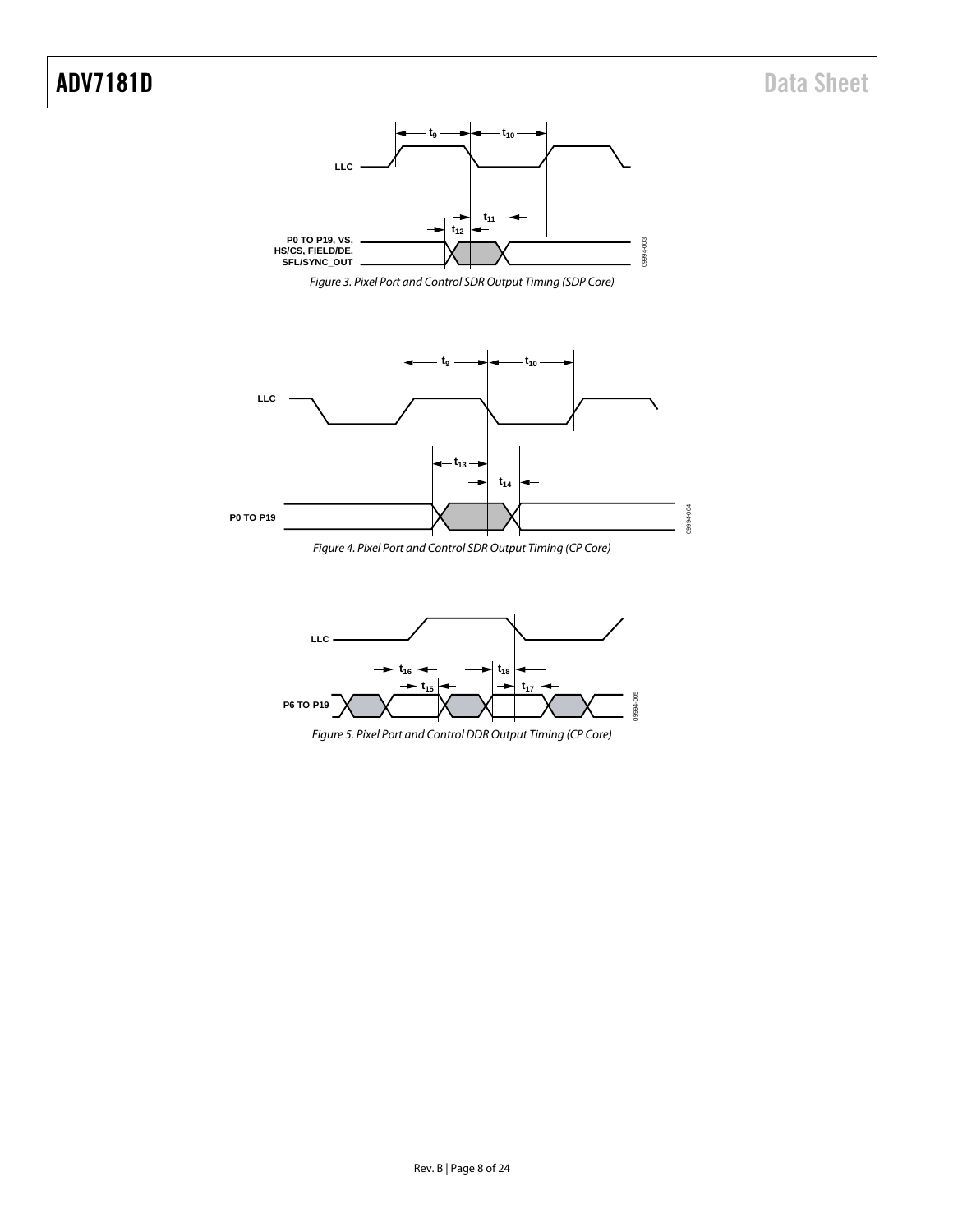Figure 3. Pixel Port and Control SDR Output Timing (SDP Core)

Figure 4. Pixel Port and Control SDR Output Timing (CP Core)

Figure 5. Pixel Port and Control DDR Output Timing (CP Core)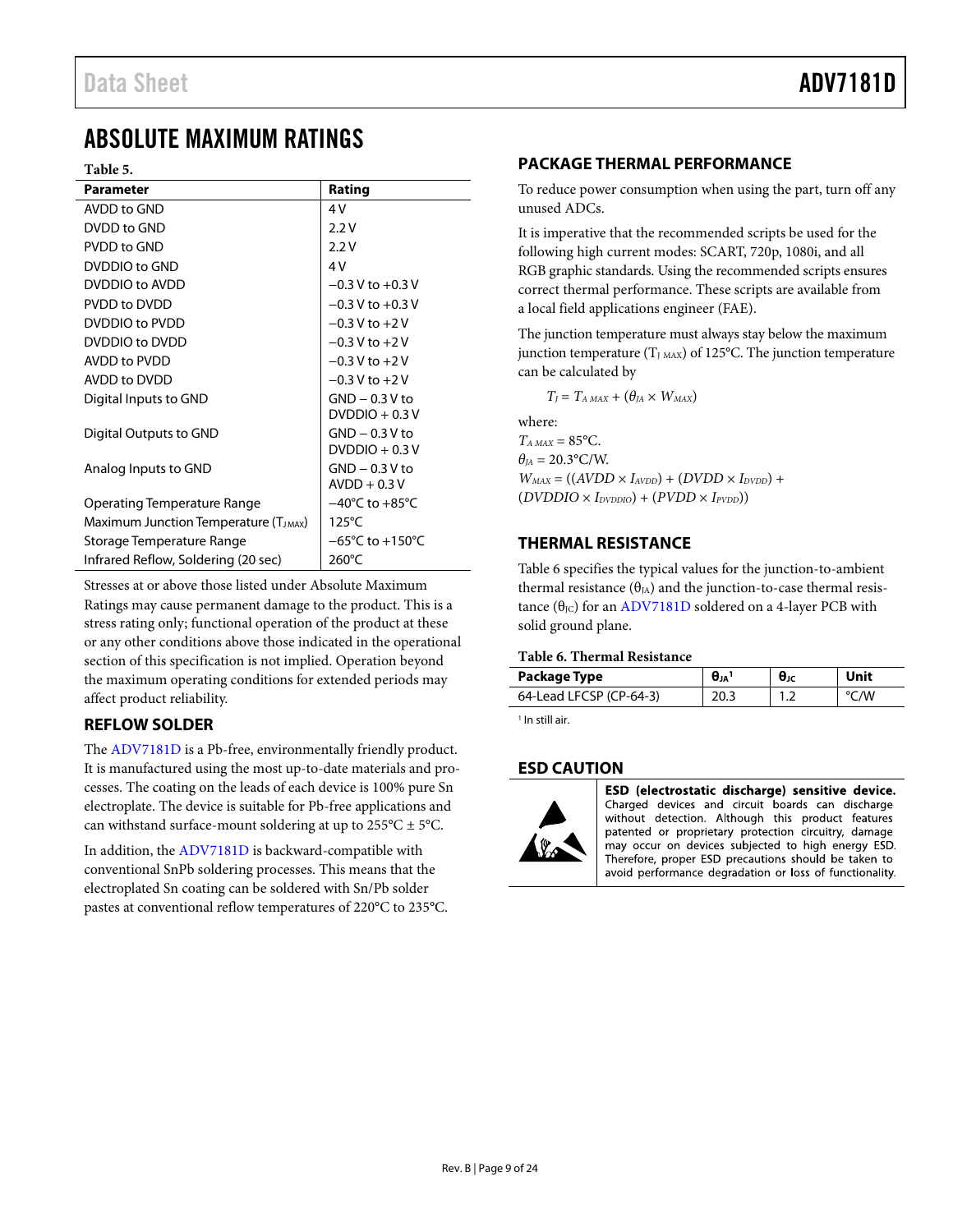# ABSOLUTE MAXIMUM RATINGS

**Table 5.**

| Parameter | Rating |
|---|---|
| AVDD to GND | 4 V |
| DVDD to GND | 2.2 V |
| PVDD to GND | 2.2 V |
| DVDDIO to GND | 4 V |
| DVDDIO to AVDD | −0.3 V to +0.3 V |
| PVDD to DVDD | −0.3 V to +0.3 V |
| DVDDIO to PVDD | −0.3 V to +2 V |
| DVDDIO to DVDD | −0.3 V to +2 V |
| AVDD to PVDD | −0.3 V to +2 V |
| AVDD to DVDD | −0.3 V to +2 V |
| Digital Inputs to GND | GND − 0.3 V to DVDDIO + 0.3 V |
| Digital Outputs to GND | GND − 0.3 V to DVDDIO + 0.3 V |
| Analog Inputs to GND | GND − 0.3 V to AVDD + 0.3 V |
| Operating Temperature Range | −40°C to +85°C |
| Maximum Junction Temperature ($T_{J\,MAX}$) | 125°C |
| Storage Temperature Range | −65°C to +150°C |
| Infrared Reflow, Soldering (20 sec) | 260°C |

Stresses at or above those listed under Absolute Maximum Ratings may cause permanent damage to the product. This is a stress rating only; functional operation of the product at these or any other conditions above those indicated in the operational section of this specification is not implied. Operation beyond the maximum operating conditions for extended periods may affect product reliability.

## REFLOW SOLDER

The ADV7181D is a Pb-free, environmentally friendly product. It is manufactured using the most up-to-date materials and processes. The coating on the leads of each device is 100% pure Sn electroplate. The device is suitable for Pb-free applications and can withstand surface-mount soldering at up to 255°C ± 5°C.

In addition, the ADV7181D is backward-compatible with conventional SnPb soldering processes. This means that the electroplated Sn coating can be soldered with Sn/Pb solder pastes at conventional reflow temperatures of 220°C to 235°C.

## PACKAGE THERMAL PERFORMANCE

To reduce power consumption when using the part, turn off any unused ADCs.

It is imperative that the recommended scripts be used for the following high current modes: SCART, 720p, 1080i, and all RGB graphic standards. Using the recommended scripts ensures correct thermal performance. These scripts are available from a local field applications engineer (FAE).

The junction temperature must always stay below the maximum junction temperature ($T_{J\,MAX}$) of 125°C. The junction temperature can be calculated by

$$T_J = T_{A\,MAX} + (\theta_{JA} \times W_{MAX})$$

where:

$T_{A\,MAX}$ = 85°C.

$\theta_{JA}$ = 20.3°C/W.

$W_{MAX} = ((AVDD \times I_{AVDD}) + (DVDD \times I_{DVDD}) + (DVDDIO \times I_{DVDDIO}) + (PVDD \times I_{PVDD}))$

## THERMAL RESISTANCE

Table 6 specifies the typical values for the junction-to-ambient thermal resistance ($\theta_{JA}$) and the junction-to-case thermal resistance ($\theta_{JC}$) for an ADV7181D soldered on a 4-layer PCB with solid ground plane.

**Table 6. Thermal Resistance**

| Package Type | $\theta_{JA}$[1] | $\theta_{JC}$ | Unit |
|---|---|---|---|
| 64-Lead LFCSP (CP-64-3) | 20.3 | 1.2 | °C/W |

[1] In still air.

## ESD CAUTION

**ESD (electrostatic discharge) sensitive device.** Charged devices and circuit boards can discharge without detection. Although this product features patented or proprietary protection circuitry, damage may occur on devices subjected to high energy ESD. Therefore, proper ESD precautions should be taken to avoid performance degradation or loss of functionality.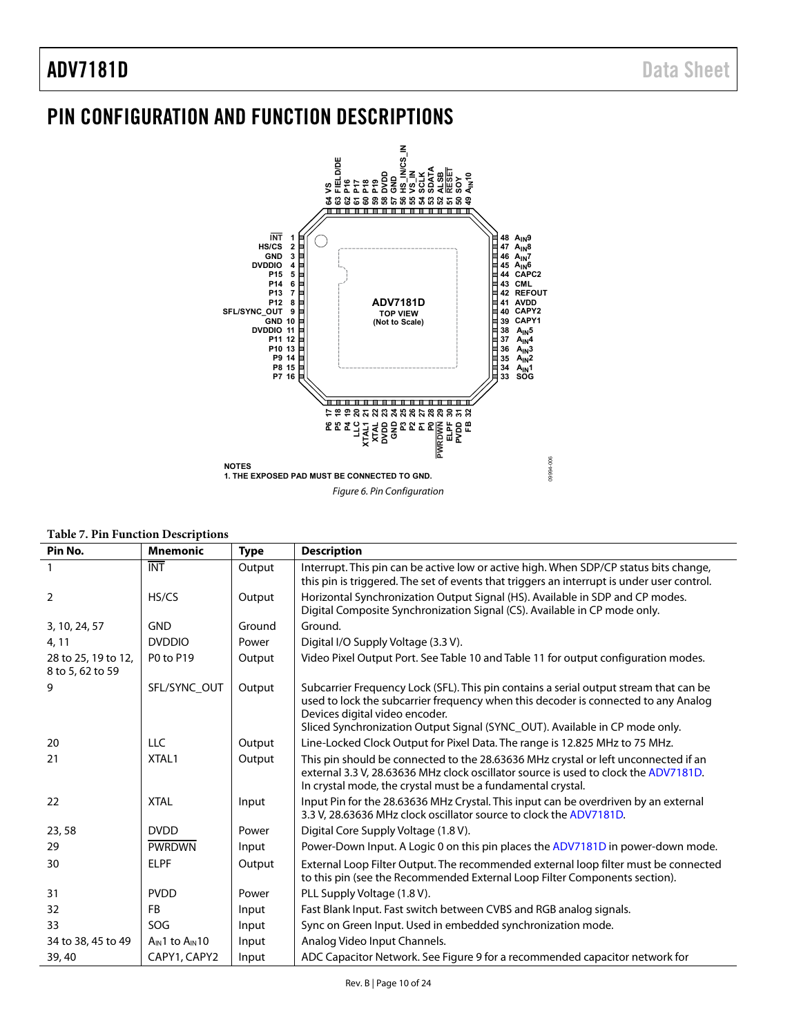# PIN CONFIGURATION AND FUNCTION DESCRIPTIONS

NOTES
1. THE EXPOSED PAD MUST BE CONNECTED TO GND.

*Figure 6. Pin Configuration*

**Table 7. Pin Function Descriptions**

| Pin No. | Mnemonic | Type | Description |
|---|---|---|---|
| 1 | INT | Output | Interrupt. This pin can be active low or active high. When SDP/CP status bits change, this pin is triggered. The set of events that triggers an interrupt is under user control. |
| 2 | HS/CS | Output | Horizontal Synchronization Output Signal (HS). Available in SDP and CP modes. Digital Composite Synchronization Signal (CS). Available in CP mode only. |
| 3, 10, 24, 57 | GND | Ground | Ground. |
| 4, 11 | DVDDIO | Power | Digital I/O Supply Voltage (3.3 V). |
| 28 to 25, 19 to 12, 8 to 5, 62 to 59 | P0 to P19 | Output | Video Pixel Output Port. See Table 10 and Table 11 for output configuration modes. |
| 9 | SFL/SYNC_OUT | Output | Subcarrier Frequency Lock (SFL). This pin contains a serial output stream that can be used to lock the subcarrier frequency when this decoder is connected to any Analog Devices digital video encoder. Sliced Synchronization Output Signal (SYNC_OUT). Available in CP mode only. |
| 20 | LLC | Output | Line-Locked Clock Output for Pixel Data. The range is 12.825 MHz to 75 MHz. |
| 21 | XTAL1 | Output | This pin should be connected to the 28.63636 MHz crystal or left unconnected if an external 3.3 V, 28.63636 MHz clock oscillator source is used to clock the ADV7181D. In crystal mode, the crystal must be a fundamental crystal. |
| 22 | XTAL | Input | Input Pin for the 28.63636 MHz Crystal. This input can be overdriven by an external 3.3 V, 28.63636 MHz clock oscillator source to clock the ADV7181D. |
| 23, 58 | DVDD | Power | Digital Core Supply Voltage (1.8 V). |
| 29 | PWRDWN | Input | Power-Down Input. A Logic 0 on this pin places the ADV7181D in power-down mode. |
| 30 | ELPF | Output | External Loop Filter Output. The recommended external loop filter must be connected to this pin (see the Recommended External Loop Filter Components section). |
| 31 | PVDD | Power | PLL Supply Voltage (1.8 V). |
| 32 | FB | Input | Fast Blank Input. Fast switch between CVBS and RGB analog signals. |
| 33 | SOG | Input | Sync on Green Input. Used in embedded synchronization mode. |
| 34 to 38, 45 to 49 | $A_{IN}1$ to $A_{IN}10$ | Input | Analog Video Input Channels. |
| 39, 40 | CAPY1, CAPY2 | Input | ADC Capacitor Network. See Figure 9 for a recommended capacitor network for |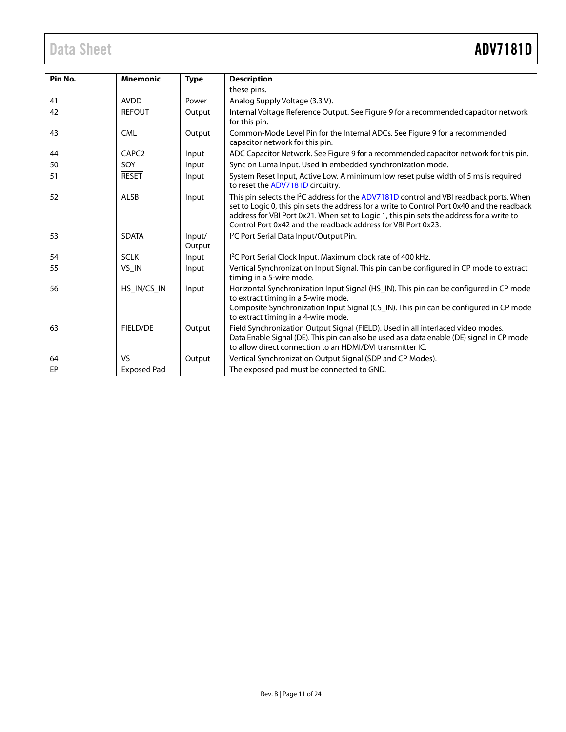| Pin No. | Mnemonic | Type | Description |
|---|---|---|---|
| | | | these pins. |
| 41 | AVDD | Power | Analog Supply Voltage (3.3 V). |
| 42 | REFOUT | Output | Internal Voltage Reference Output. See Figure 9 for a recommended capacitor network for this pin. |
| 43 | CML | Output | Common-Mode Level Pin for the Internal ADCs. See Figure 9 for a recommended capacitor network for this pin. |
| 44 | CAPC2 | Input | ADC Capacitor Network. See Figure 9 for a recommended capacitor network for this pin. |
| 50 | SOY | Input | Sync on Luma Input. Used in embedded synchronization mode. |
| 51 | RESET | Input | System Reset Input, Active Low. A minimum low reset pulse width of 5 ms is required to reset the ADV7181D circuitry. |
| 52 | ALSB | Input | This pin selects the I²C address for the ADV7181D control and VBI readback ports. When set to Logic 0, this pin sets the address for a write to Control Port 0x40 and the readback address for VBI Port 0x21. When set to Logic 1, this pin sets the address for a write to Control Port 0x42 and the readback address for VBI Port 0x23. |
| 53 | SDATA | Input/ Output | I²C Port Serial Data Input/Output Pin. |
| 54 | SCLK | Input | I²C Port Serial Clock Input. Maximum clock rate of 400 kHz. |
| 55 | VS_IN | Input | Vertical Synchronization Input Signal. This pin can be configured in CP mode to extract timing in a 5-wire mode. |
| 56 | HS_IN/CS_IN | Input | Horizontal Synchronization Input Signal (HS_IN). This pin can be configured in CP mode to extract timing in a 5-wire mode.<br>Composite Synchronization Input Signal (CS_IN). This pin can be configured in CP mode to extract timing in a 4-wire mode. |
| 63 | FIELD/DE | Output | Field Synchronization Output Signal (FIELD). Used in all interlaced video modes.<br>Data Enable Signal (DE). This pin can also be used as a data enable (DE) signal in CP mode to allow direct connection to an HDMI/DVI transmitter IC. |
| 64 | VS | Output | Vertical Synchronization Output Signal (SDP and CP Modes). |
| EP | Exposed Pad | | The exposed pad must be connected to GND. |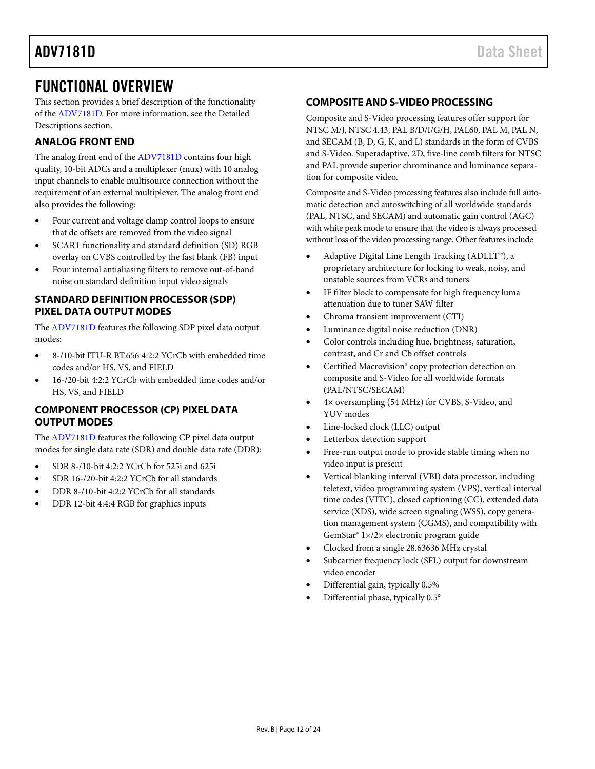# FUNCTIONAL OVERVIEW

This section provides a brief description of the functionality of the ADV7181D. For more information, see the Detailed Descriptions section.

## ANALOG FRONT END

The analog front end of the ADV7181D contains four high quality, 10-bit ADCs and a multiplexer (mux) with 10 analog input channels to enable multisource connection without the requirement of an external multiplexer. The analog front end also provides the following:

- Four current and voltage clamp control loops to ensure that dc offsets are removed from the video signal
- SCART functionality and standard definition (SD) RGB overlay on CVBS controlled by the fast blank (FB) input
- Four internal antialiasing filters to remove out-of-band noise on standard definition input video signals

## STANDARD DEFINITION PROCESSOR (SDP) PIXEL DATA OUTPUT MODES

The ADV7181D features the following SDP pixel data output modes:

- 8-/10-bit ITU-R BT.656 4:2:2 YCrCb with embedded time codes and/or HS, VS, and FIELD
- 16-/20-bit 4:2:2 YCrCb with embedded time codes and/or HS, VS, and FIELD

## COMPONENT PROCESSOR (CP) PIXEL DATA OUTPUT MODES

The ADV7181D features the following CP pixel data output modes for single data rate (SDR) and double data rate (DDR):

- SDR 8-/10-bit 4:2:2 YCrCb for 525i and 625i
- SDR 16-/20-bit 4:2:2 YCrCb for all standards
- DDR 8-/10-bit 4:2:2 YCrCb for all standards
- DDR 12-bit 4:4:4 RGB for graphics inputs

## COMPOSITE AND S-VIDEO PROCESSING

Composite and S-Video processing features offer support for NTSC M/J, NTSC 4.43, PAL B/D/I/G/H, PAL60, PAL M, PAL N, and SECAM (B, D, G, K, and L) standards in the form of CVBS and S-Video. Superadaptive, 2D, five-line comb filters for NTSC and PAL provide superior chrominance and luminance separation for composite video.

Composite and S-Video processing features also include full automatic detection and autoswitching of all worldwide standards (PAL, NTSC, and SECAM) and automatic gain control (AGC) with white peak mode to ensure that the video is always processed without loss of the video processing range. Other features include

- Adaptive Digital Line Length Tracking (ADLLT™), a proprietary architecture for locking to weak, noisy, and unstable sources from VCRs and tuners
- IF filter block to compensate for high frequency luma attenuation due to tuner SAW filter
- Chroma transient improvement (CTI)
- Luminance digital noise reduction (DNR)
- Color controls including hue, brightness, saturation, contrast, and Cr and Cb offset controls
- Certified Macrovision® copy protection detection on composite and S-Video for all worldwide formats (PAL/NTSC/SECAM)
- 4× oversampling (54 MHz) for CVBS, S-Video, and YUV modes
- Line-locked clock (LLC) output
- Letterbox detection support
- Free-run output mode to provide stable timing when no video input is present
- Vertical blanking interval (VBI) data processor, including teletext, video programming system (VPS), vertical interval time codes (VITC), closed captioning (CC), extended data service (XDS), wide screen signaling (WSS), copy generation management system (CGMS), and compatibility with GemStar® 1×/2× electronic program guide
- Clocked from a single 28.63636 MHz crystal
- Subcarrier frequency lock (SFL) output for downstream video encoder
- Differential gain, typically 0.5%
- Differential phase, typically 0.5°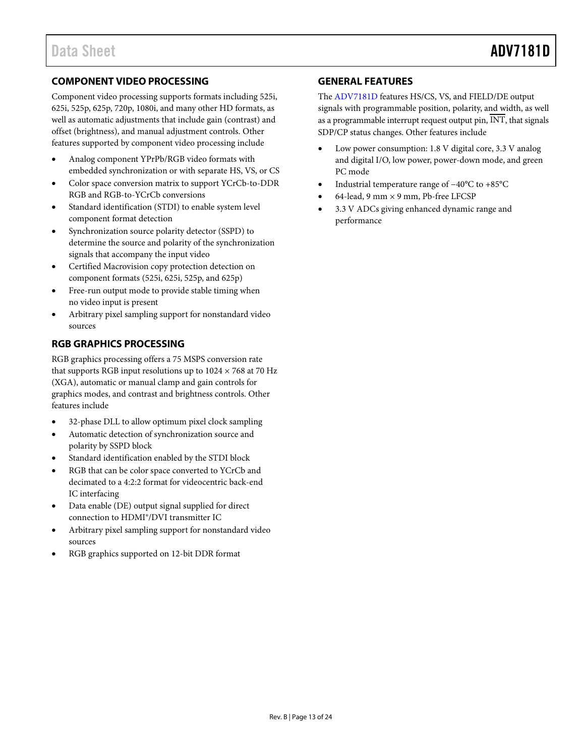## COMPONENT VIDEO PROCESSING

Component video processing supports formats including 525i, 625i, 525p, 625p, 720p, 1080i, and many other HD formats, as well as automatic adjustments that include gain (contrast) and offset (brightness), and manual adjustment controls. Other features supported by component video processing include

- Analog component YPrPb/RGB video formats with embedded synchronization or with separate HS, VS, or CS
- Color space conversion matrix to support YCrCb-to-DDR RGB and RGB-to-YCrCb conversions
- Standard identification (STDI) to enable system level component format detection
- Synchronization source polarity detector (SSPD) to determine the source and polarity of the synchronization signals that accompany the input video
- Certified Macrovision copy protection detection on component formats (525i, 625i, 525p, and 625p)
- Free-run output mode to provide stable timing when no video input is present
- Arbitrary pixel sampling support for nonstandard video sources

## RGB GRAPHICS PROCESSING

RGB graphics processing offers a 75 MSPS conversion rate that supports RGB input resolutions up to 1024 × 768 at 70 Hz (XGA), automatic or manual clamp and gain controls for graphics modes, and contrast and brightness controls. Other features include

- 32-phase DLL to allow optimum pixel clock sampling
- Automatic detection of synchronization source and polarity by SSPD block
- Standard identification enabled by the STDI block
- RGB that can be color space converted to YCrCb and decimated to a 4:2:2 format for videocentric back-end IC interfacing
- Data enable (DE) output signal supplied for direct connection to HDMI®/DVI transmitter IC
- Arbitrary pixel sampling support for nonstandard video sources
- RGB graphics supported on 12-bit DDR format

## GENERAL FEATURES

The ADV7181D features HS/CS, VS, and FIELD/DE output signals with programmable position, polarity, and width, as well as a programmable interrupt request output pin, $\overline{\text{INT}}$, that signals SDP/CP status changes. Other features include

- Low power consumption: 1.8 V digital core, 3.3 V analog and digital I/O, low power, power-down mode, and green PC mode
- Industrial temperature range of −40°C to +85°C
- 64-lead, 9 mm × 9 mm, Pb-free LFCSP
- 3.3 V ADCs giving enhanced dynamic range and performance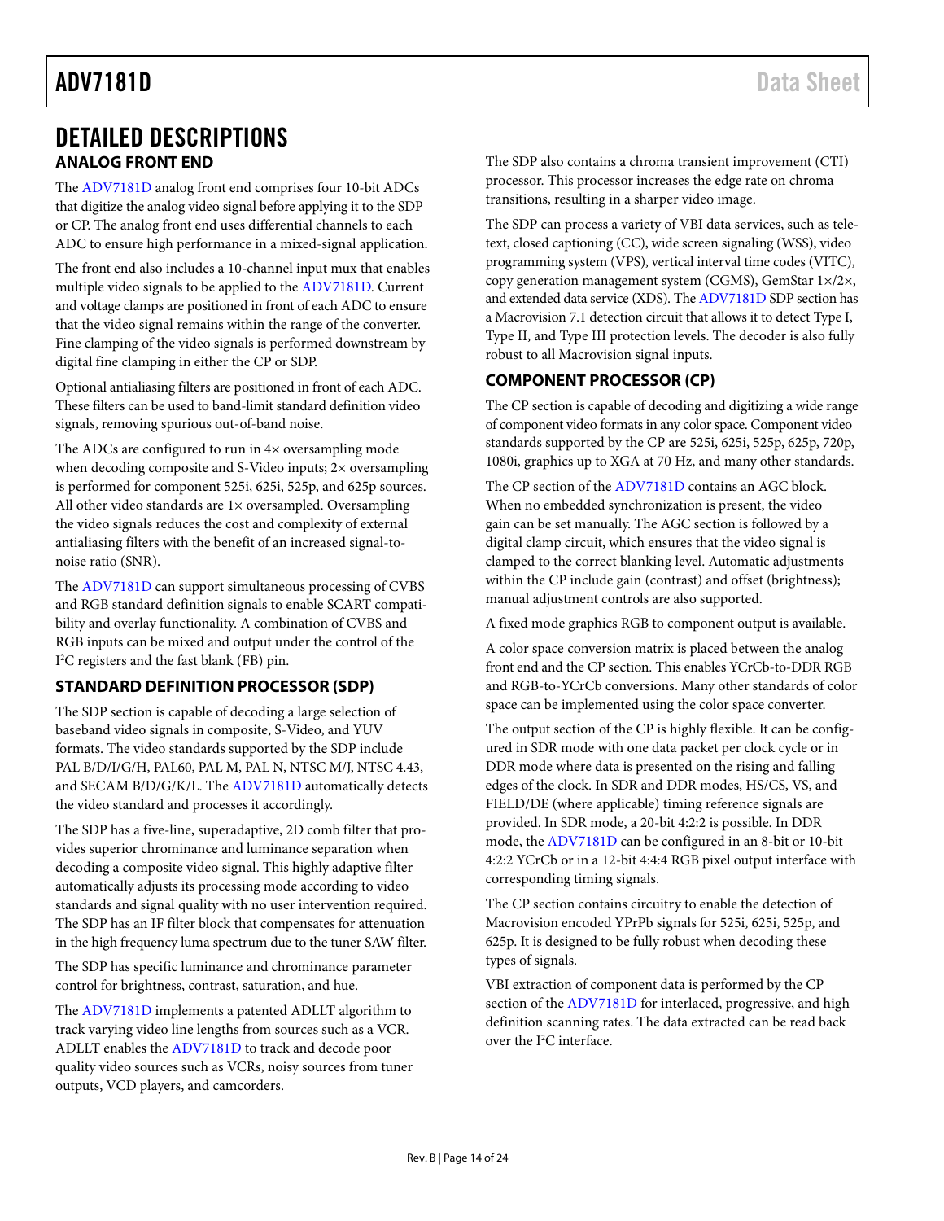# DETAILED DESCRIPTIONS

## ANALOG FRONT END

The ADV7181D analog front end comprises four 10-bit ADCs that digitize the analog video signal before applying it to the SDP or CP. The analog front end uses differential channels to each ADC to ensure high performance in a mixed-signal application.

The front end also includes a 10-channel input mux that enables multiple video signals to be applied to the ADV7181D. Current and voltage clamps are positioned in front of each ADC to ensure that the video signal remains within the range of the converter. Fine clamping of the video signals is performed downstream by digital fine clamping in either the CP or SDP.

Optional antialiasing filters are positioned in front of each ADC. These filters can be used to band-limit standard definition video signals, removing spurious out-of-band noise.

The ADCs are configured to run in 4× oversampling mode when decoding composite and S-Video inputs; 2× oversampling is performed for component 525i, 625i, 525p, and 625p sources. All other video standards are 1× oversampled. Oversampling the video signals reduces the cost and complexity of external antialiasing filters with the benefit of an increased signal-to-noise ratio (SNR).

The ADV7181D can support simultaneous processing of CVBS and RGB standard definition signals to enable SCART compatibility and overlay functionality. A combination of CVBS and RGB inputs can be mixed and output under the control of the I²C registers and the fast blank (FB) pin.

## STANDARD DEFINITION PROCESSOR (SDP)

The SDP section is capable of decoding a large selection of baseband video signals in composite, S-Video, and YUV formats. The video standards supported by the SDP include PAL B/D/I/G/H, PAL60, PAL M, PAL N, NTSC M/J, NTSC 4.43, and SECAM B/D/G/K/L. The ADV7181D automatically detects the video standard and processes it accordingly.

The SDP has a five-line, superadaptive, 2D comb filter that provides superior chrominance and luminance separation when decoding a composite video signal. This highly adaptive filter automatically adjusts its processing mode according to video standards and signal quality with no user intervention required. The SDP has an IF filter block that compensates for attenuation in the high frequency luma spectrum due to the tuner SAW filter.

The SDP has specific luminance and chrominance parameter control for brightness, contrast, saturation, and hue.

The ADV7181D implements a patented ADLLT algorithm to track varying video line lengths from sources such as a VCR. ADLLT enables the ADV7181D to track and decode poor quality video sources such as VCRs, noisy sources from tuner outputs, VCD players, and camcorders.

The SDP also contains a chroma transient improvement (CTI) processor. This processor increases the edge rate on chroma transitions, resulting in a sharper video image.

The SDP can process a variety of VBI data services, such as teletext, closed captioning (CC), wide screen signaling (WSS), video programming system (VPS), vertical interval time codes (VITC), copy generation management system (CGMS), GemStar 1×/2×, and extended data service (XDS). The ADV7181D SDP section has a Macrovision 7.1 detection circuit that allows it to detect Type I, Type II, and Type III protection levels. The decoder is also fully robust to all Macrovision signal inputs.

## COMPONENT PROCESSOR (CP)

The CP section is capable of decoding and digitizing a wide range of component video formats in any color space. Component video standards supported by the CP are 525i, 625i, 525p, 625p, 720p, 1080i, graphics up to XGA at 70 Hz, and many other standards.

The CP section of the ADV7181D contains an AGC block. When no embedded synchronization is present, the video gain can be set manually. The AGC section is followed by a digital clamp circuit, which ensures that the video signal is clamped to the correct blanking level. Automatic adjustments within the CP include gain (contrast) and offset (brightness); manual adjustment controls are also supported.

A fixed mode graphics RGB to component output is available.

A color space conversion matrix is placed between the analog front end and the CP section. This enables YCrCb-to-DDR RGB and RGB-to-YCrCb conversions. Many other standards of color space can be implemented using the color space converter.

The output section of the CP is highly flexible. It can be configured in SDR mode with one data packet per clock cycle or in DDR mode where data is presented on the rising and falling edges of the clock. In SDR and DDR modes, HS/CS, VS, and FIELD/DE (where applicable) timing reference signals are provided. In SDR mode, a 20-bit 4:2:2 is possible. In DDR mode, the ADV7181D can be configured in an 8-bit or 10-bit 4:2:2 YCrCb or in a 12-bit 4:4:4 RGB pixel output interface with corresponding timing signals.

The CP section contains circuitry to enable the detection of Macrovision encoded YPrPb signals for 525i, 625i, 525p, and 625p. It is designed to be fully robust when decoding these types of signals.

VBI extraction of component data is performed by the CP section of the ADV7181D for interlaced, progressive, and high definition scanning rates. The data extracted can be read back over the I²C interface.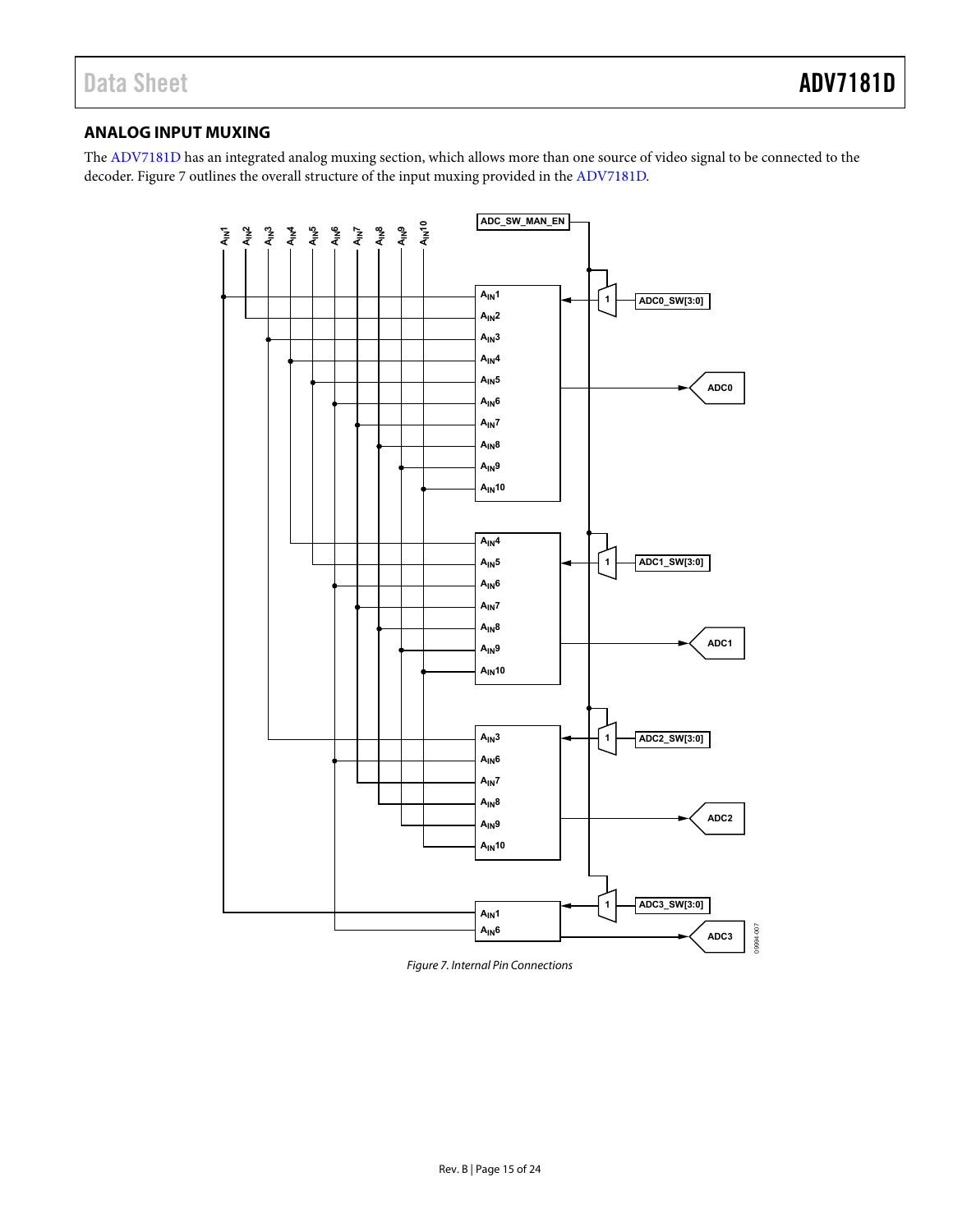## ANALOG INPUT MUXING

The ADV7181D has an integrated analog muxing section, which allows more than one source of video signal to be connected to the decoder. Figure 7 outlines the overall structure of the input muxing provided in the ADV7181D.

*Figure 7. Internal Pin Connections*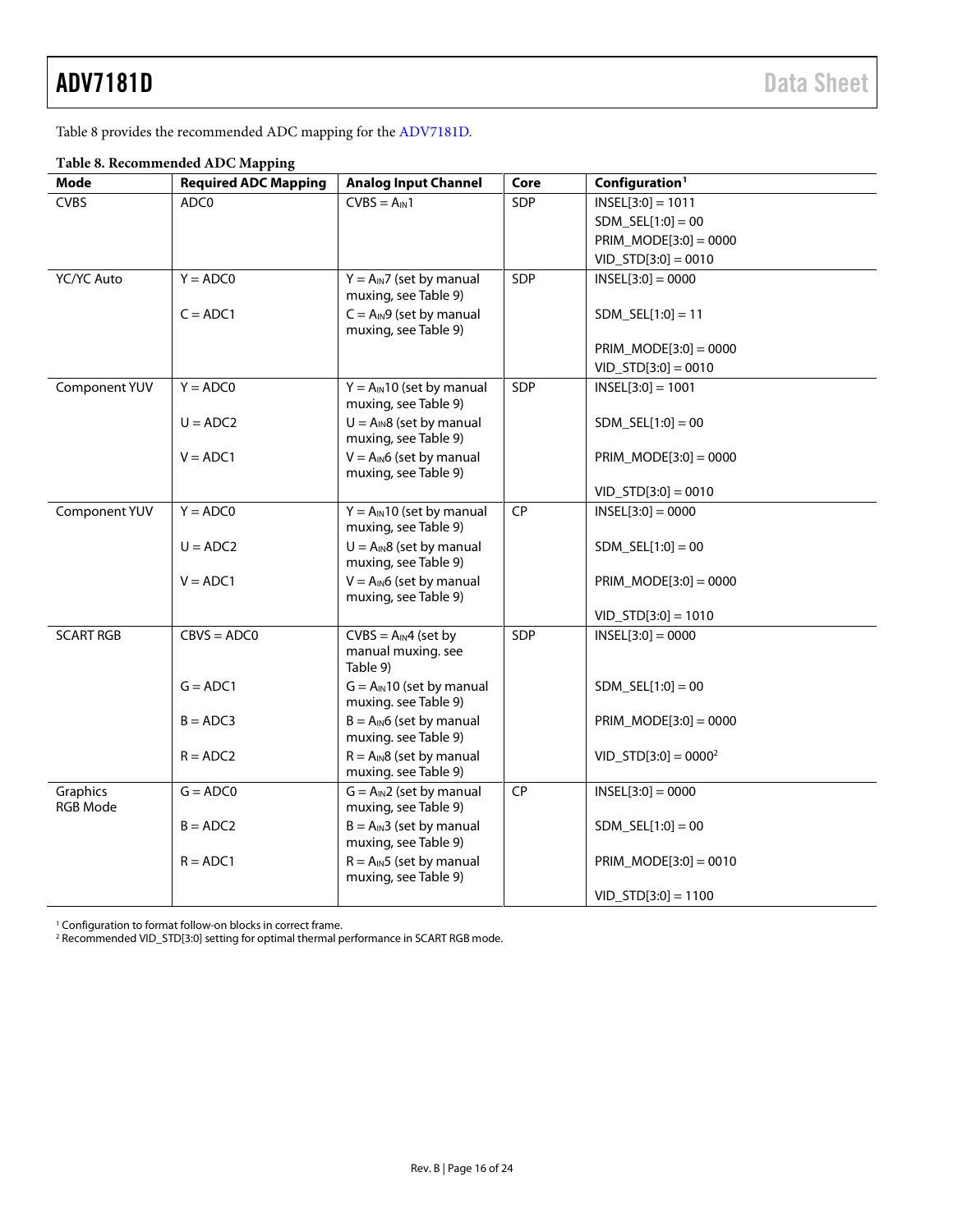Table 8 provides the recommended ADC mapping for the ADV7181D.

**Table 8. Recommended ADC Mapping**

| Mode | Required ADC Mapping | Analog Input Channel | Core | Configuration[1] |
|---|---|---|---|---|
| CVBS | ADC0 | CVBS = $A_{IN}1$ | SDP | INSEL[3:0] = 1011 |
| | | | | SDM_SEL[1:0] = 00 |
| | | | | PRIM_MODE[3:0] = 0000 |
| | | | | VID_STD[3:0] = 0010 |
| YC/YC Auto | Y = ADC0 | Y = $A_{IN}7$ (set by manual muxing, see Table 9) | SDP | INSEL[3:0] = 0000 |
| | C = ADC1 | C = $A_{IN}9$ (set by manual muxing, see Table 9) | | SDM_SEL[1:0] = 11 |
| | | | | PRIM_MODE[3:0] = 0000 |
| | | | | VID_STD[3:0] = 0010 |
| Component YUV | Y = ADC0 | Y = $A_{IN}10$ (set by manual muxing, see Table 9) | SDP | INSEL[3:0] = 1001 |
| | U = ADC2 | U = $A_{IN}8$ (set by manual muxing, see Table 9) | | SDM_SEL[1:0] = 00 |
| | V = ADC1 | V = $A_{IN}6$ (set by manual muxing, see Table 9) | | PRIM_MODE[3:0] = 0000 |
| | | | | VID_STD[3:0] = 0010 |
| Component YUV | Y = ADC0 | Y = $A_{IN}10$ (set by manual muxing, see Table 9) | CP | INSEL[3:0] = 0000 |
| | U = ADC2 | U = $A_{IN}8$ (set by manual muxing, see Table 9) | | SDM_SEL[1:0] = 00 |
| | V = ADC1 | V = $A_{IN}6$ (set by manual muxing, see Table 9) | | PRIM_MODE[3:0] = 0000 |
| | | | | VID_STD[3:0] = 1010 |
| SCART RGB | CBVS = ADC0 | CVBS = $A_{IN}4$ (set by manual muxing. see Table 9) | SDP | INSEL[3:0] = 0000 |
| | G = ADC1 | G = $A_{IN}10$ (set by manual muxing. see Table 9) | | SDM_SEL[1:0] = 00 |
| | B = ADC3 | B = $A_{IN}6$ (set by manual muxing. see Table 9) | | PRIM_MODE[3:0] = 0000 |
| | R = ADC2 | R = $A_{IN}8$ (set by manual muxing. see Table 9) | | VID_STD[3:0] = 0000[2] |
| Graphics RGB Mode | G = ADC0 | G = $A_{IN}2$ (set by manual muxing, see Table 9) | CP | INSEL[3:0] = 0000 |
| | B = ADC2 | B = $A_{IN}3$ (set by manual muxing, see Table 9) | | SDM_SEL[1:0] = 00 |
| | R = ADC1 | R = $A_{IN}5$ (set by manual muxing, see Table 9) | | PRIM_MODE[3:0] = 0010 |
| | | | | VID_STD[3:0] = 1100 |

[1] Configuration to format follow-on blocks in correct frame.
[2] Recommended VID_STD[3:0] setting for optimal thermal performance in SCART RGB mode.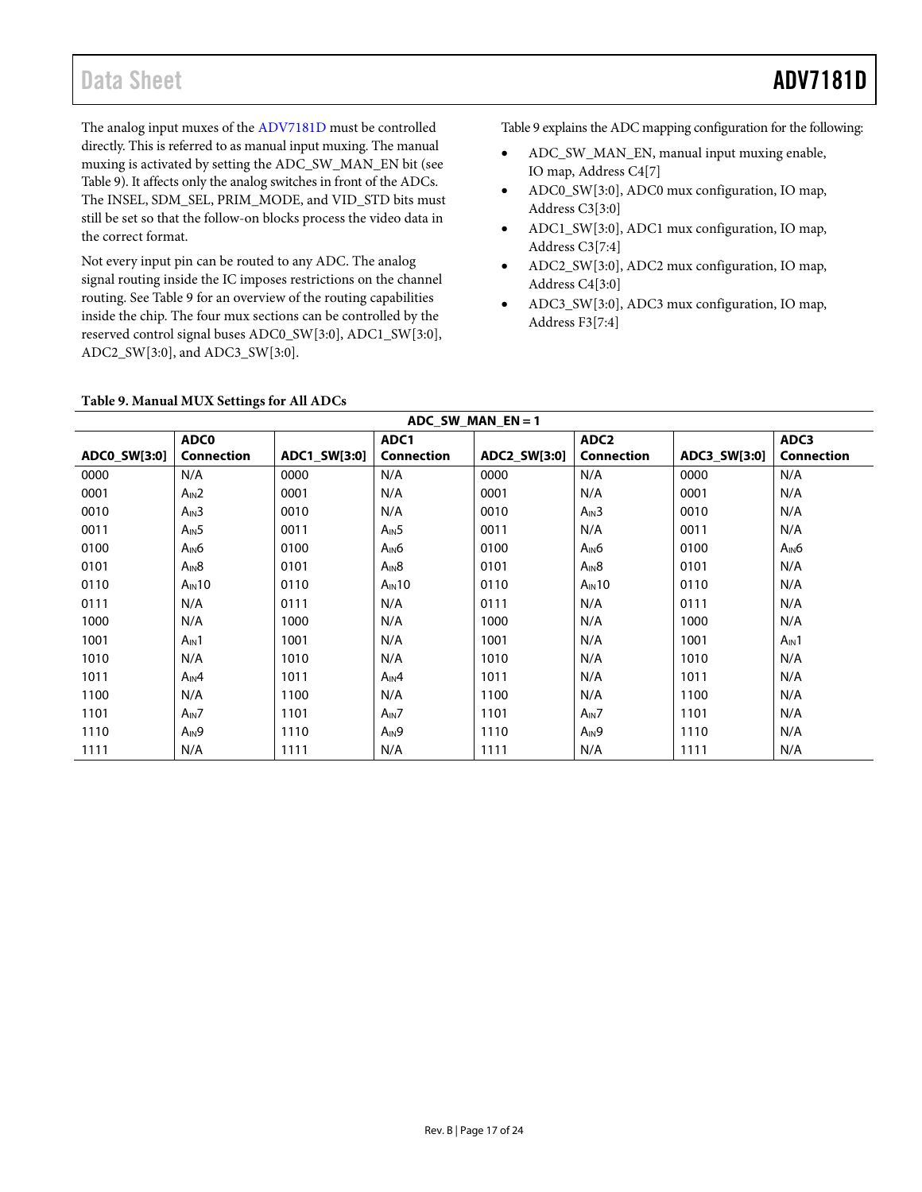The analog input muxes of the ADV7181D must be controlled directly. This is referred to as manual input muxing. The manual muxing is activated by setting the ADC_SW_MAN_EN bit (see Table 9). It affects only the analog switches in front of the ADCs. The INSEL, SDM_SEL, PRIM_MODE, and VID_STD bits must still be set so that the follow-on blocks process the video data in the correct format.

Not every input pin can be routed to any ADC. The analog signal routing inside the IC imposes restrictions on the channel routing. See Table 9 for an overview of the routing capabilities inside the chip. The four mux sections can be controlled by the reserved control signal buses ADC0_SW[3:0], ADC1_SW[3:0], ADC2_SW[3:0], and ADC3_SW[3:0].

Table 9 explains the ADC mapping configuration for the following:

- ADC_SW_MAN_EN, manual input muxing enable, IO map, Address C4[7]
- ADC0_SW[3:0], ADC0 mux configuration, IO map, Address C3[3:0]
- ADC1_SW[3:0], ADC1 mux configuration, IO map, Address C3[7:4]
- ADC2_SW[3:0], ADC2 mux configuration, IO map, Address C4[3:0]
- ADC3_SW[3:0], ADC3 mux configuration, IO map, Address F3[7:4]

**Table 9. Manual MUX Settings for All ADCs**

| ADC_SW_MAN_EN = 1 | | | | | | | |
|---|---|---|---|---|---|---|---|
| **ADC0_SW[3:0]** | **ADC0 Connection** | **ADC1_SW[3:0]** | **ADC1 Connection** | **ADC2_SW[3:0]** | **ADC2 Connection** | **ADC3_SW[3:0]** | **ADC3 Connection** |
| 0000 | N/A | 0000 | N/A | 0000 | N/A | 0000 | N/A |
| 0001 | $A_{IN}2$ | 0001 | N/A | 0001 | N/A | 0001 | N/A |
| 0010 | $A_{IN}3$ | 0010 | N/A | 0010 | $A_{IN}3$ | 0010 | N/A |
| 0011 | $A_{IN}5$ | 0011 | $A_{IN}5$ | 0011 | N/A | 0011 | N/A |
| 0100 | $A_{IN}6$ | 0100 | $A_{IN}6$ | 0100 | $A_{IN}6$ | 0100 | $A_{IN}6$ |
| 0101 | $A_{IN}8$ | 0101 | $A_{IN}8$ | 0101 | $A_{IN}8$ | 0101 | N/A |
| 0110 | $A_{IN}10$ | 0110 | $A_{IN}10$ | 0110 | $A_{IN}10$ | 0110 | N/A |
| 0111 | N/A | 0111 | N/A | 0111 | N/A | 0111 | N/A |
| 1000 | N/A | 1000 | N/A | 1000 | N/A | 1000 | N/A |
| 1001 | $A_{IN}1$ | 1001 | N/A | 1001 | N/A | 1001 | $A_{IN}1$ |
| 1010 | N/A | 1010 | N/A | 1010 | N/A | 1010 | N/A |
| 1011 | $A_{IN}4$ | 1011 | $A_{IN}4$ | 1011 | N/A | 1011 | N/A |
| 1100 | N/A | 1100 | N/A | 1100 | N/A | 1100 | N/A |
| 1101 | $A_{IN}7$ | 1101 | $A_{IN}7$ | 1101 | $A_{IN}7$ | 1101 | N/A |
| 1110 | $A_{IN}9$ | 1110 | $A_{IN}9$ | 1110 | $A_{IN}9$ | 1110 | N/A |
| 1111 | N/A | 1111 | N/A | 1111 | N/A | 1111 | N/A |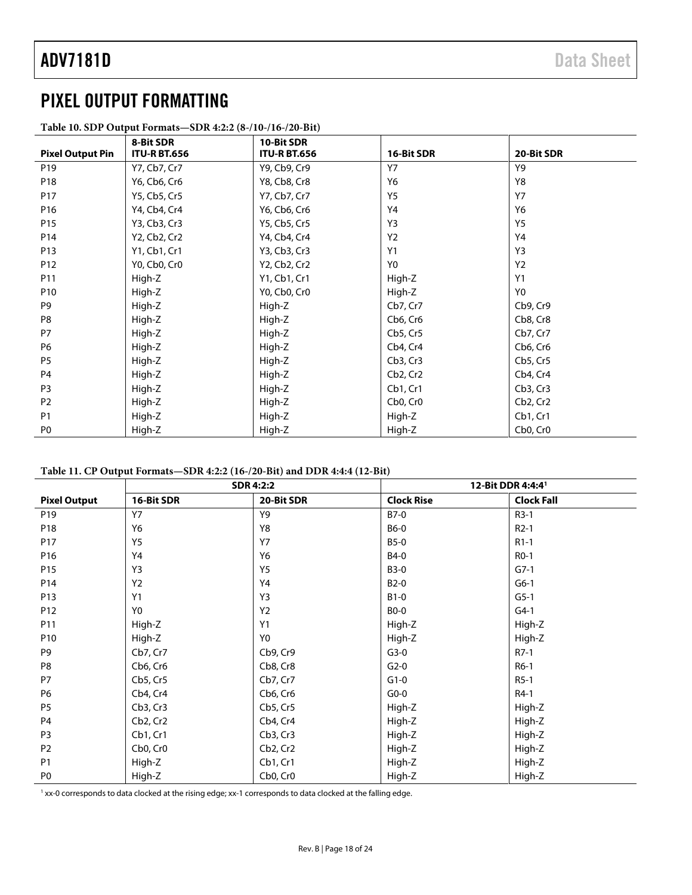# PIXEL OUTPUT FORMATTING

**Table 10. SDP Output Formats—SDR 4:2:2 (8-/10-/16-/20-Bit)**

| Pixel Output Pin | 8-Bit SDR ITU-R BT.656 | 10-Bit SDR ITU-R BT.656 | 16-Bit SDR | 20-Bit SDR |
|---|---|---|---|---|
| P19 | Y7, Cb7, Cr7 | Y9, Cb9, Cr9 | Y7 | Y9 |
| P18 | Y6, Cb6, Cr6 | Y8, Cb8, Cr8 | Y6 | Y8 |
| P17 | Y5, Cb5, Cr5 | Y7, Cb7, Cr7 | Y5 | Y7 |
| P16 | Y4, Cb4, Cr4 | Y6, Cb6, Cr6 | Y4 | Y6 |
| P15 | Y3, Cb3, Cr3 | Y5, Cb5, Cr5 | Y3 | Y5 |
| P14 | Y2, Cb2, Cr2 | Y4, Cb4, Cr4 | Y2 | Y4 |
| P13 | Y1, Cb1, Cr1 | Y3, Cb3, Cr3 | Y1 | Y3 |
| P12 | Y0, Cb0, Cr0 | Y2, Cb2, Cr2 | Y0 | Y2 |
| P11 | High-Z | Y1, Cb1, Cr1 | High-Z | Y1 |
| P10 | High-Z | Y0, Cb0, Cr0 | High-Z | Y0 |
| P9 | High-Z | High-Z | Cb7, Cr7 | Cb9, Cr9 |
| P8 | High-Z | High-Z | Cb6, Cr6 | Cb8, Cr8 |
| P7 | High-Z | High-Z | Cb5, Cr5 | Cb7, Cr7 |
| P6 | High-Z | High-Z | Cb4, Cr4 | Cb6, Cr6 |
| P5 | High-Z | High-Z | Cb3, Cr3 | Cb5, Cr5 |
| P4 | High-Z | High-Z | Cb2, Cr2 | Cb4, Cr4 |
| P3 | High-Z | High-Z | Cb1, Cr1 | Cb3, Cr3 |
| P2 | High-Z | High-Z | Cb0, Cr0 | Cb2, Cr2 |
| P1 | High-Z | High-Z | High-Z | Cb1, Cr1 |
| P0 | High-Z | High-Z | High-Z | Cb0, Cr0 |

**Table 11. CP Output Formats—SDR 4:2:2 (16-/20-Bit) and DDR 4:4:4 (12-Bit)**

| | SDR 4:2:2 | | 12-Bit DDR 4:4:4[1] | |
|---|---|---|---|---|
| **Pixel Output** | **16-Bit SDR** | **20-Bit SDR** | **Clock Rise** | **Clock Fall** |
| P19 | Y7 | Y9 | B7-0 | R3-1 |
| P18 | Y6 | Y8 | B6-0 | R2-1 |
| P17 | Y5 | Y7 | B5-0 | R1-1 |
| P16 | Y4 | Y6 | B4-0 | R0-1 |
| P15 | Y3 | Y5 | B3-0 | G7-1 |
| P14 | Y2 | Y4 | B2-0 | G6-1 |
| P13 | Y1 | Y3 | B1-0 | G5-1 |
| P12 | Y0 | Y2 | B0-0 | G4-1 |
| P11 | High-Z | Y1 | High-Z | High-Z |
| P10 | High-Z | Y0 | High-Z | High-Z |
| P9 | Cb7, Cr7 | Cb9, Cr9 | G3-0 | R7-1 |
| P8 | Cb6, Cr6 | Cb8, Cr8 | G2-0 | R6-1 |
| P7 | Cb5, Cr5 | Cb7, Cr7 | G1-0 | R5-1 |
| P6 | Cb4, Cr4 | Cb6, Cr6 | G0-0 | R4-1 |
| P5 | Cb3, Cr3 | Cb5, Cr5 | High-Z | High-Z |
| P4 | Cb2, Cr2 | Cb4, Cr4 | High-Z | High-Z |
| P3 | Cb1, Cr1 | Cb3, Cr3 | High-Z | High-Z |
| P2 | Cb0, Cr0 | Cb2, Cr2 | High-Z | High-Z |
| P1 | High-Z | Cb1, Cr1 | High-Z | High-Z |
| P0 | High-Z | Cb0, Cr0 | High-Z | High-Z |

[1] xx-0 corresponds to data clocked at the rising edge; xx-1 corresponds to data clocked at the falling edge.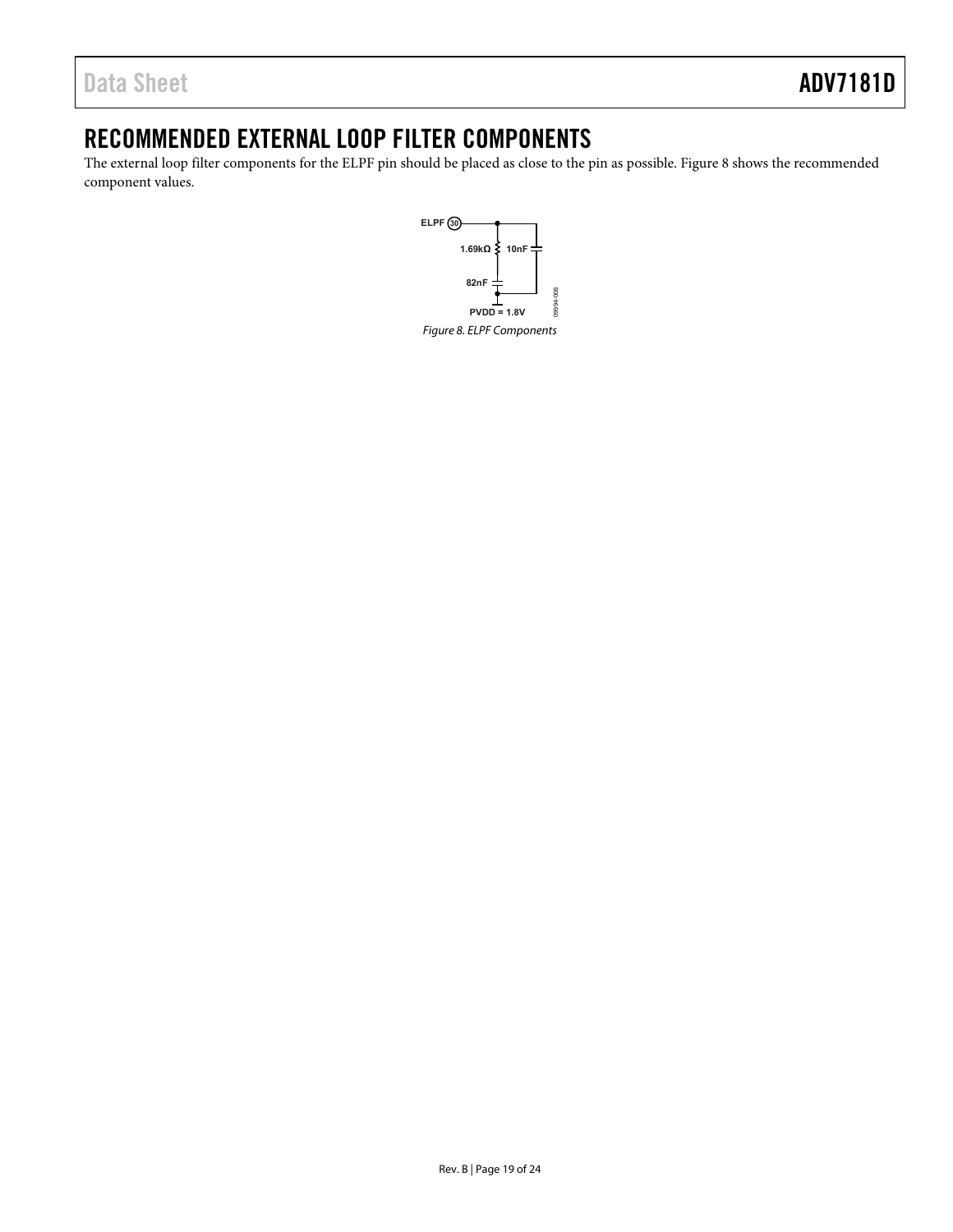## RECOMMENDED EXTERNAL LOOP FILTER COMPONENTS

The external loop filter components for the ELPF pin should be placed as close to the pin as possible. Figure 8 shows the recommended component values.

*Figure 8. ELPF Components*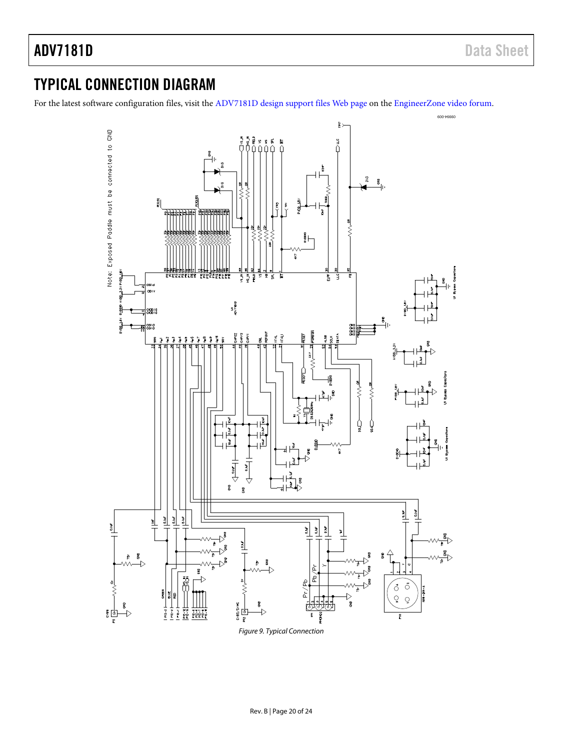## TYPICAL CONNECTION DIAGRAM

For the latest software configuration files, visit the ADV7181D design support files Web page on the EngineerZone video forum.

*Figure 9. Typical Connection*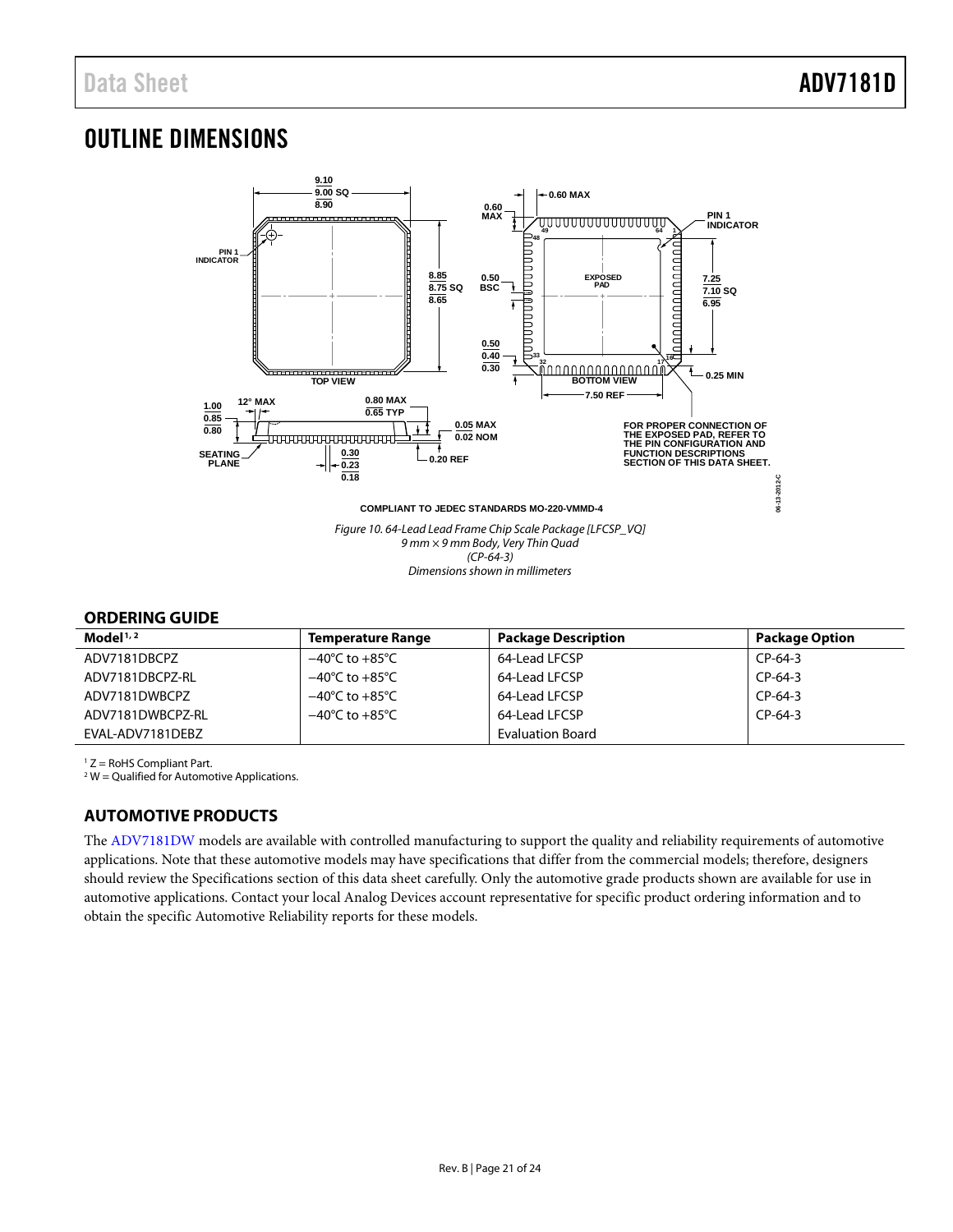# OUTLINE DIMENSIONS

COMPLIANT TO JEDEC STANDARDS MO-220-VMMD-4

*Figure 10. 64-Lead Lead Frame Chip Scale Package [LFCSP_VQ]*
*9 mm × 9 mm Body, Very Thin Quad*
*(CP-64-3)*
*Dimensions shown in millimeters*

## ORDERING GUIDE

| Model[1, 2] | Temperature Range | Package Description | Package Option |
|---|---|---|---|
| ADV7181DBCPZ | −40°C to +85°C | 64-Lead LFCSP | CP-64-3 |
| ADV7181DBCPZ-RL | −40°C to +85°C | 64-Lead LFCSP | CP-64-3 |
| ADV7181DWBCPZ | −40°C to +85°C | 64-Lead LFCSP | CP-64-3 |
| ADV7181DWBCPZ-RL | −40°C to +85°C | 64-Lead LFCSP | CP-64-3 |
| EVAL-ADV7181DEBZ | | Evaluation Board | |

[1] Z = RoHS Compliant Part.
[2] W = Qualified for Automotive Applications.

## AUTOMOTIVE PRODUCTS

The ADV7181DW models are available with controlled manufacturing to support the quality and reliability requirements of automotive applications. Note that these automotive models may have specifications that differ from the commercial models; therefore, designers should review the Specifications section of this data sheet carefully. Only the automotive grade products shown are available for use in automotive applications. Contact your local Analog Devices account representative for specific product ordering information and to obtain the specific Automotive Reliability reports for these models.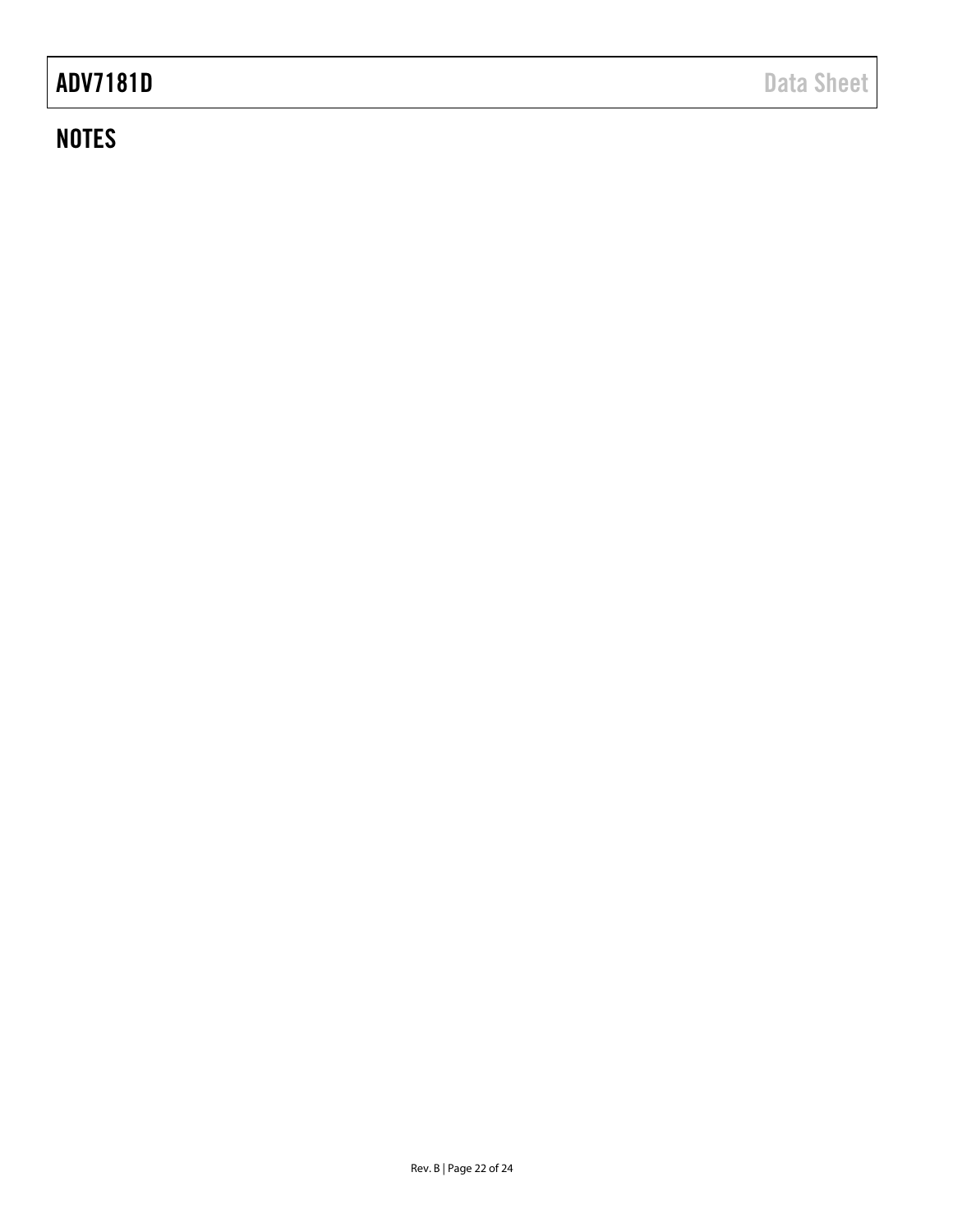## NOTES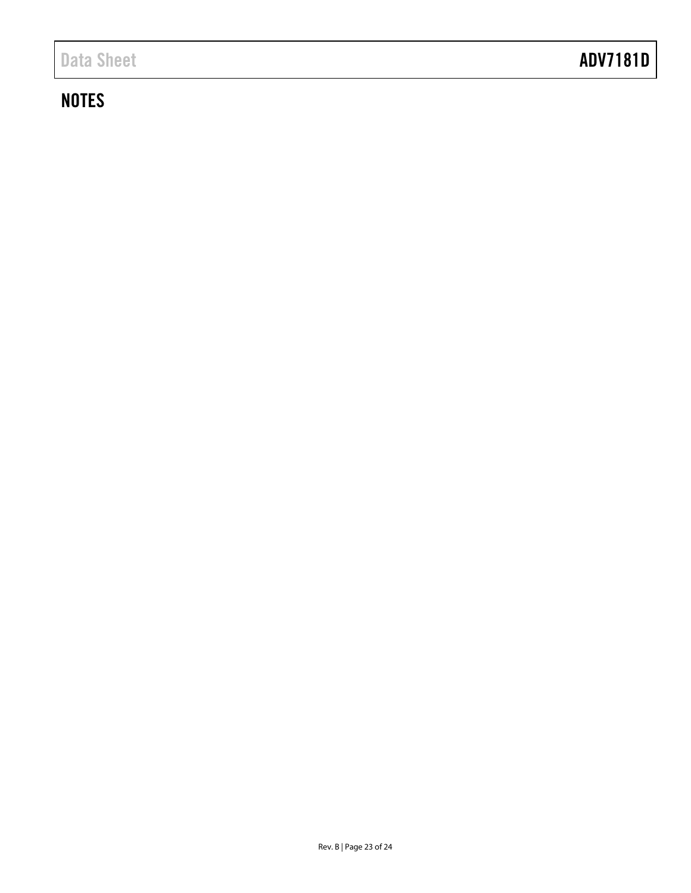## NOTES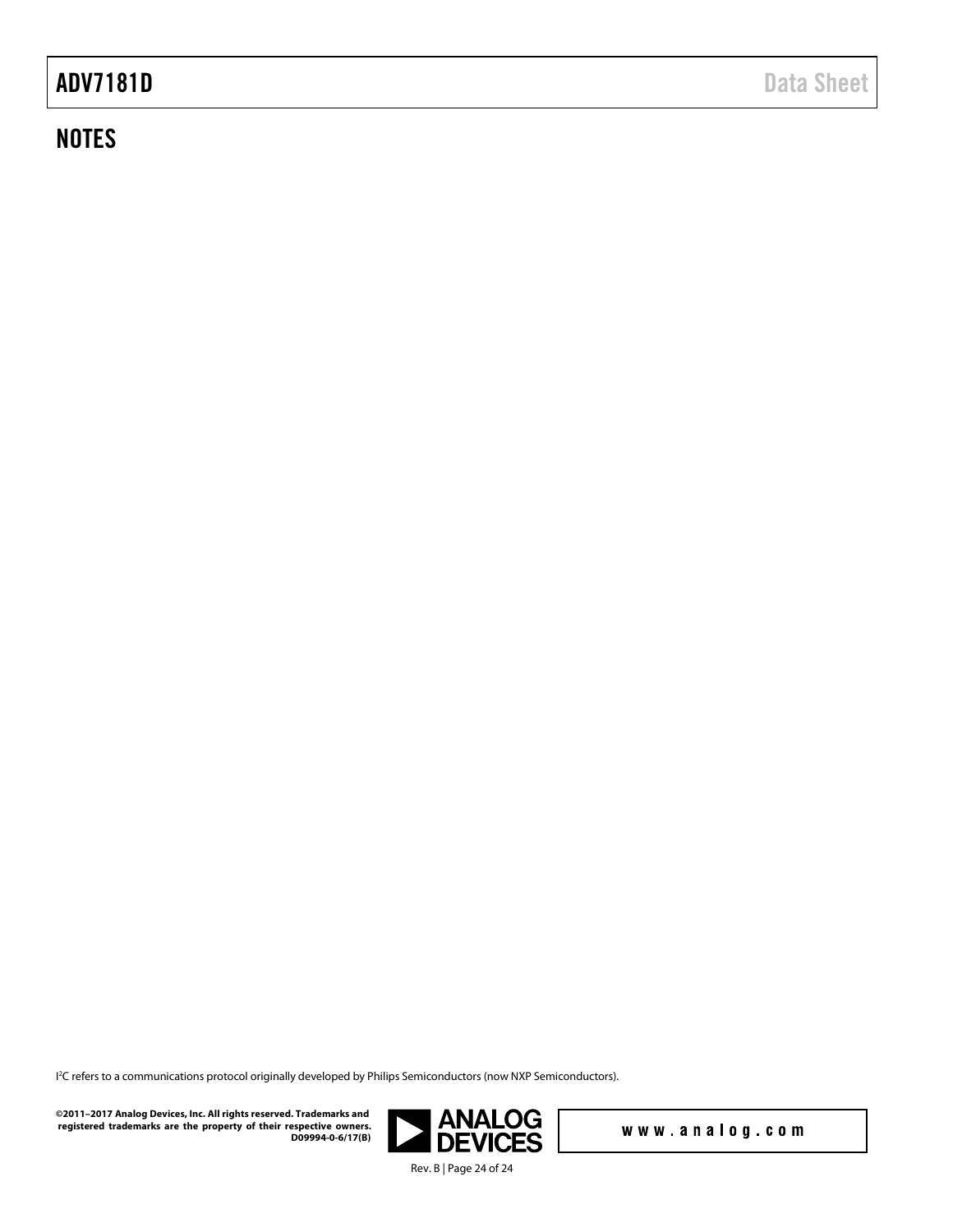## NOTES

$I^2C$ refers to a communications protocol originally developed by Philips Semiconductors (now NXP Semiconductors).

**©2011–2017 Analog Devices, Inc. All rights reserved. Trademarks and registered trademarks are the property of their respective owners. D09994-0-6/17(B)**

www.analog.com